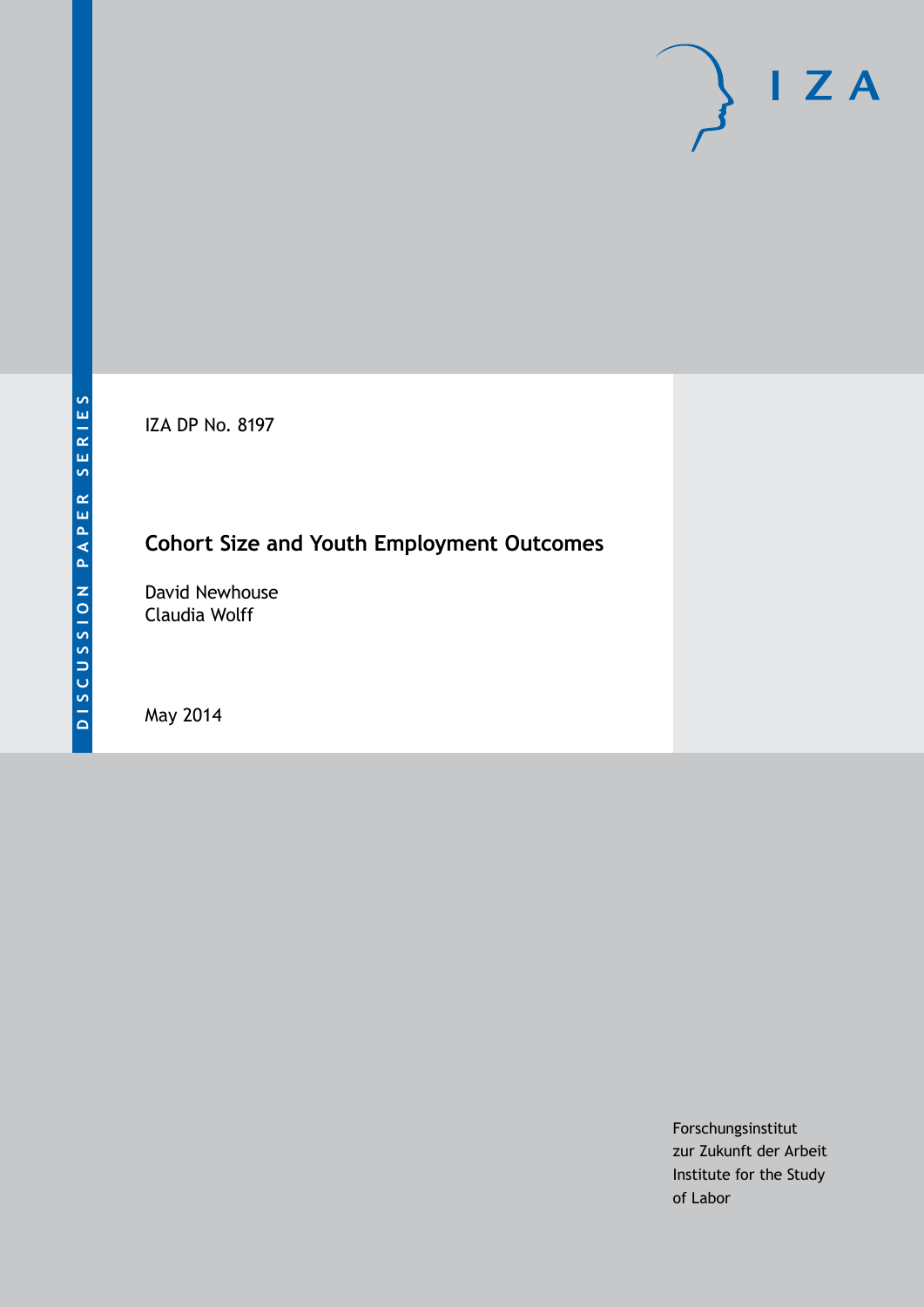DISCUSSION PAPER SERIES

IZA

IZA DP No. 8197

# Cohort Size and Youth Employment Outcomes

David Newhouse
Claudia Wolff

May 2014

Forschungsinstitut
zur Zukunft der Arbeit
Institute for the Study
of Labor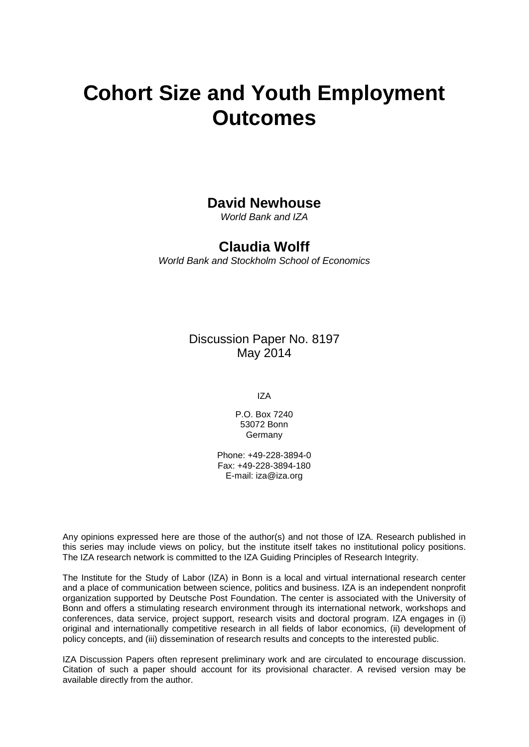# Cohort Size and Youth Employment Outcomes

**David Newhouse**
*World Bank and IZA*

**Claudia Wolff**
*World Bank and Stockholm School of Economics*

Discussion Paper No. 8197
May 2014

IZA

P.O. Box 7240
53072 Bonn
Germany

Phone: +49-228-3894-0
Fax: +49-228-3894-180
E-mail: iza@iza.org

Any opinions expressed here are those of the author(s) and not those of IZA. Research published in this series may include views on policy, but the institute itself takes no institutional policy positions. The IZA research network is committed to the IZA Guiding Principles of Research Integrity.

The Institute for the Study of Labor (IZA) in Bonn is a local and virtual international research center and a place of communication between science, politics and business. IZA is an independent nonprofit organization supported by Deutsche Post Foundation. The center is associated with the University of Bonn and offers a stimulating research environment through its international network, workshops and conferences, data service, project support, research visits and doctoral program. IZA engages in (i) original and internationally competitive research in all fields of labor economics, (ii) development of policy concepts, and (iii) dissemination of research results and concepts to the interested public.

IZA Discussion Papers often represent preliminary work and are circulated to encourage discussion. Citation of such a paper should account for its provisional character. A revised version may be available directly from the author.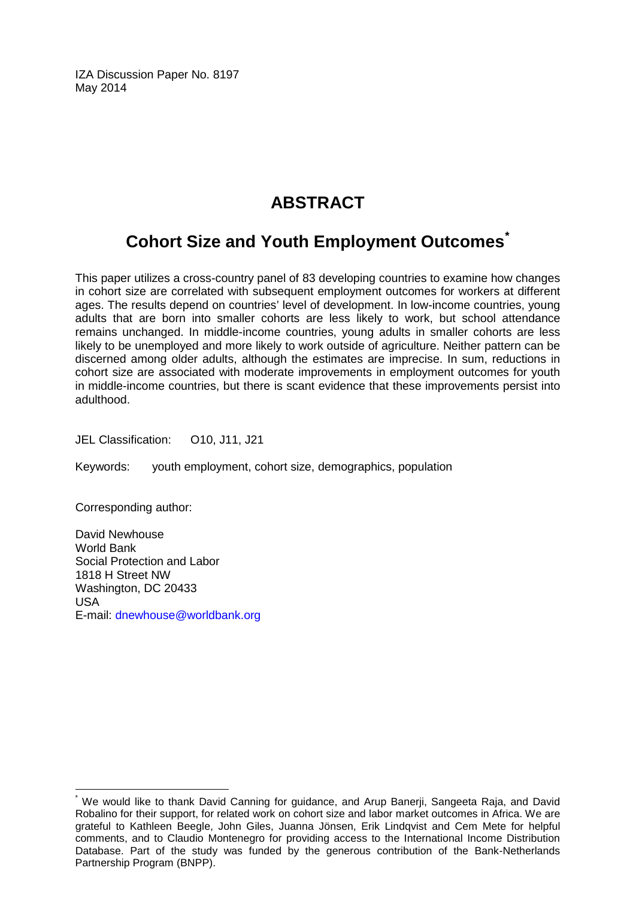IZA Discussion Paper No. 8197
May 2014

# ABSTRACT

## Cohort Size and Youth Employment Outcomes*

This paper utilizes a cross-country panel of 83 developing countries to examine how changes in cohort size are correlated with subsequent employment outcomes for workers at different ages. The results depend on countries' level of development. In low-income countries, young adults that are born into smaller cohorts are less likely to work, but school attendance remains unchanged. In middle-income countries, young adults in smaller cohorts are less likely to be unemployed and more likely to work outside of agriculture. Neither pattern can be discerned among older adults, although the estimates are imprecise. In sum, reductions in cohort size are associated with moderate improvements in employment outcomes for youth in middle-income countries, but there is scant evidence that these improvements persist into adulthood.

JEL Classification: O10, J11, J21

Keywords: youth employment, cohort size, demographics, population

Corresponding author:

David Newhouse
World Bank
Social Protection and Labor
1818 H Street NW
Washington, DC 20433
USA
E-mail: dnewhouse@worldbank.org

---

* We would like to thank David Canning for guidance, and Arup Banerji, Sangeeta Raja, and David Robalino for their support, for related work on cohort size and labor market outcomes in Africa. We are grateful to Kathleen Beegle, John Giles, Juanna Jönsen, Erik Lindqvist and Cem Mete for helpful comments, and to Claudio Montenegro for providing access to the International Income Distribution Database. Part of the study was funded by the generous contribution of the Bank-Netherlands Partnership Program (BNPP).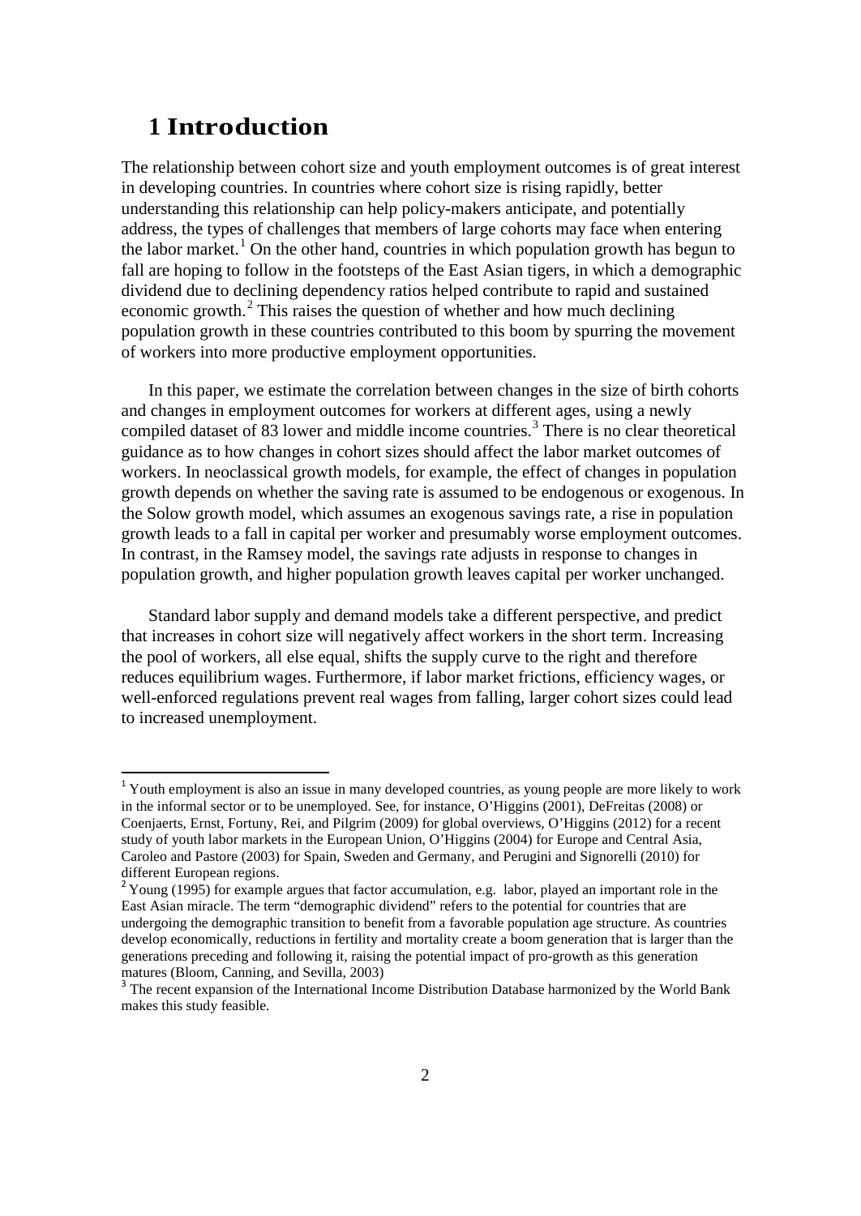# 1 Introduction

The relationship between cohort size and youth employment outcomes is of great interest in developing countries. In countries where cohort size is rising rapidly, better understanding this relationship can help policy-makers anticipate, and potentially address, the types of challenges that members of large cohorts may face when entering the labor market.[1] On the other hand, countries in which population growth has begun to fall are hoping to follow in the footsteps of the East Asian tigers, in which a demographic dividend due to declining dependency ratios helped contribute to rapid and sustained economic growth.[2] This raises the question of whether and how much declining population growth in these countries contributed to this boom by spurring the movement of workers into more productive employment opportunities.

In this paper, we estimate the correlation between changes in the size of birth cohorts and changes in employment outcomes for workers at different ages, using a newly compiled dataset of 83 lower and middle income countries.[3] There is no clear theoretical guidance as to how changes in cohort sizes should affect the labor market outcomes of workers. In neoclassical growth models, for example, the effect of changes in population growth depends on whether the saving rate is assumed to be endogenous or exogenous. In the Solow growth model, which assumes an exogenous savings rate, a rise in population growth leads to a fall in capital per worker and presumably worse employment outcomes. In contrast, in the Ramsey model, the savings rate adjusts in response to changes in population growth, and higher population growth leaves capital per worker unchanged.

Standard labor supply and demand models take a different perspective, and predict that increases in cohort size will negatively affect workers in the short term. Increasing the pool of workers, all else equal, shifts the supply curve to the right and therefore reduces equilibrium wages. Furthermore, if labor market frictions, efficiency wages, or well-enforced regulations prevent real wages from falling, larger cohort sizes could lead to increased unemployment.

---

[1] Youth employment is also an issue in many developed countries, as young people are more likely to work in the informal sector or to be unemployed. See, for instance, O'Higgins (2001), DeFreitas (2008) or Coenjaerts, Ernst, Fortuny, Rei, and Pilgrim (2009) for global overviews, O'Higgins (2012) for a recent study of youth labor markets in the European Union, O'Higgins (2004) for Europe and Central Asia, Caroleo and Pastore (2003) for Spain, Sweden and Germany, and Perugini and Signorelli (2010) for different European regions.

[2] Young (1995) for example argues that factor accumulation, e.g. labor, played an important role in the East Asian miracle. The term "demographic dividend" refers to the potential for countries that are undergoing the demographic transition to benefit from a favorable population age structure. As countries develop economically, reductions in fertility and mortality create a boom generation that is larger than the generations preceding and following it, raising the potential impact of pro-growth as this generation matures (Bloom, Canning, and Sevilla, 2003)

[3] The recent expansion of the International Income Distribution Database harmonized by the World Bank makes this study feasible.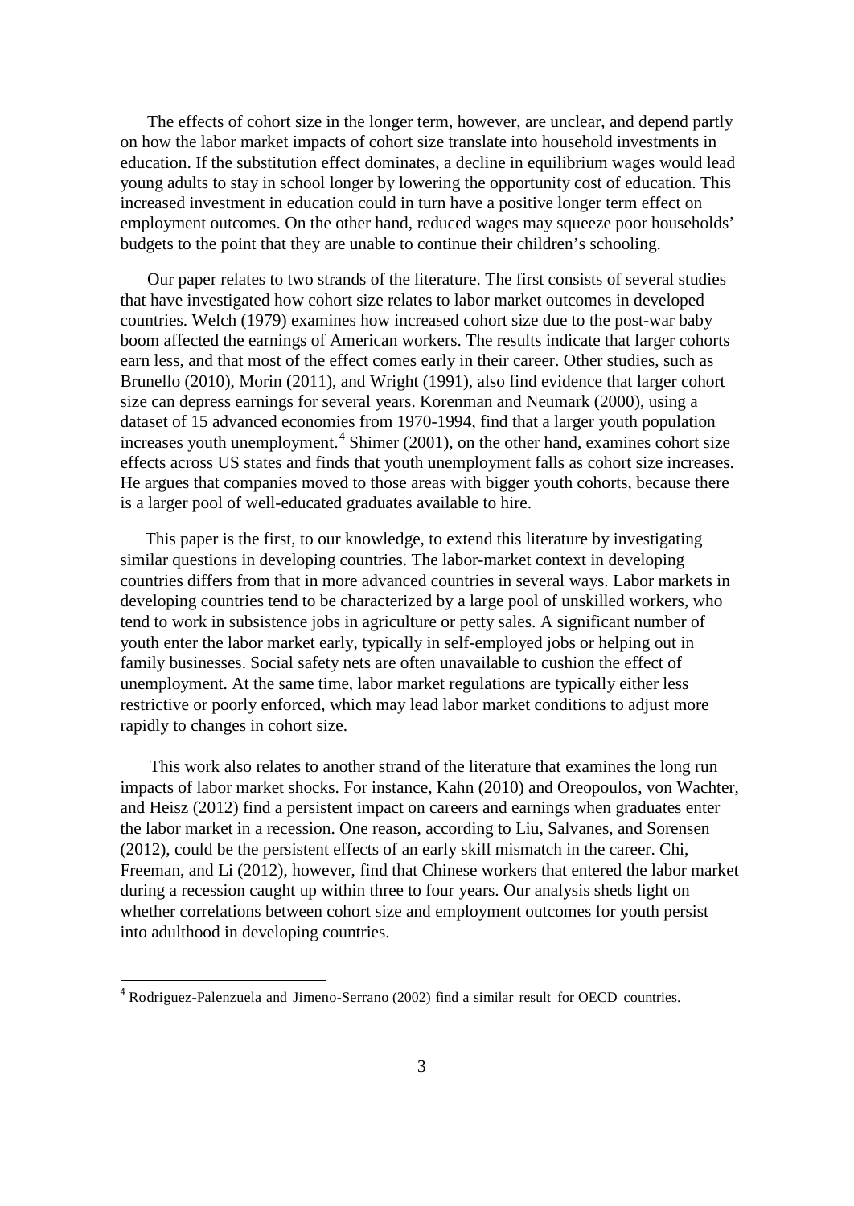The effects of cohort size in the longer term, however, are unclear, and depend partly on how the labor market impacts of cohort size translate into household investments in education. If the substitution effect dominates, a decline in equilibrium wages would lead young adults to stay in school longer by lowering the opportunity cost of education. This increased investment in education could in turn have a positive longer term effect on employment outcomes. On the other hand, reduced wages may squeeze poor households' budgets to the point that they are unable to continue their children's schooling.

Our paper relates to two strands of the literature. The first consists of several studies that have investigated how cohort size relates to labor market outcomes in developed countries. Welch (1979) examines how increased cohort size due to the post-war baby boom affected the earnings of American workers. The results indicate that larger cohorts earn less, and that most of the effect comes early in their career. Other studies, such as Brunello (2010), Morin (2011), and Wright (1991), also find evidence that larger cohort size can depress earnings for several years. Korenman and Neumark (2000), using a dataset of 15 advanced economies from 1970-1994, find that a larger youth population increases youth unemployment.[4] Shimer (2001), on the other hand, examines cohort size effects across US states and finds that youth unemployment falls as cohort size increases. He argues that companies moved to those areas with bigger youth cohorts, because there is a larger pool of well-educated graduates available to hire.

This paper is the first, to our knowledge, to extend this literature by investigating similar questions in developing countries. The labor-market context in developing countries differs from that in more advanced countries in several ways. Labor markets in developing countries tend to be characterized by a large pool of unskilled workers, who tend to work in subsistence jobs in agriculture or petty sales. A significant number of youth enter the labor market early, typically in self-employed jobs or helping out in family businesses. Social safety nets are often unavailable to cushion the effect of unemployment. At the same time, labor market regulations are typically either less restrictive or poorly enforced, which may lead labor market conditions to adjust more rapidly to changes in cohort size.

This work also relates to another strand of the literature that examines the long run impacts of labor market shocks. For instance, Kahn (2010) and Oreopoulos, von Wachter, and Heisz (2012) find a persistent impact on careers and earnings when graduates enter the labor market in a recession. One reason, according to Liu, Salvanes, and Sorensen (2012), could be the persistent effects of an early skill mismatch in the career. Chi, Freeman, and Li (2012), however, find that Chinese workers that entered the labor market during a recession caught up within three to four years. Our analysis sheds light on whether correlations between cohort size and employment outcomes for youth persist into adulthood in developing countries.

[4] Rodriguez-Palenzuela and Jimeno-Serrano (2002) find a similar result for OECD countries.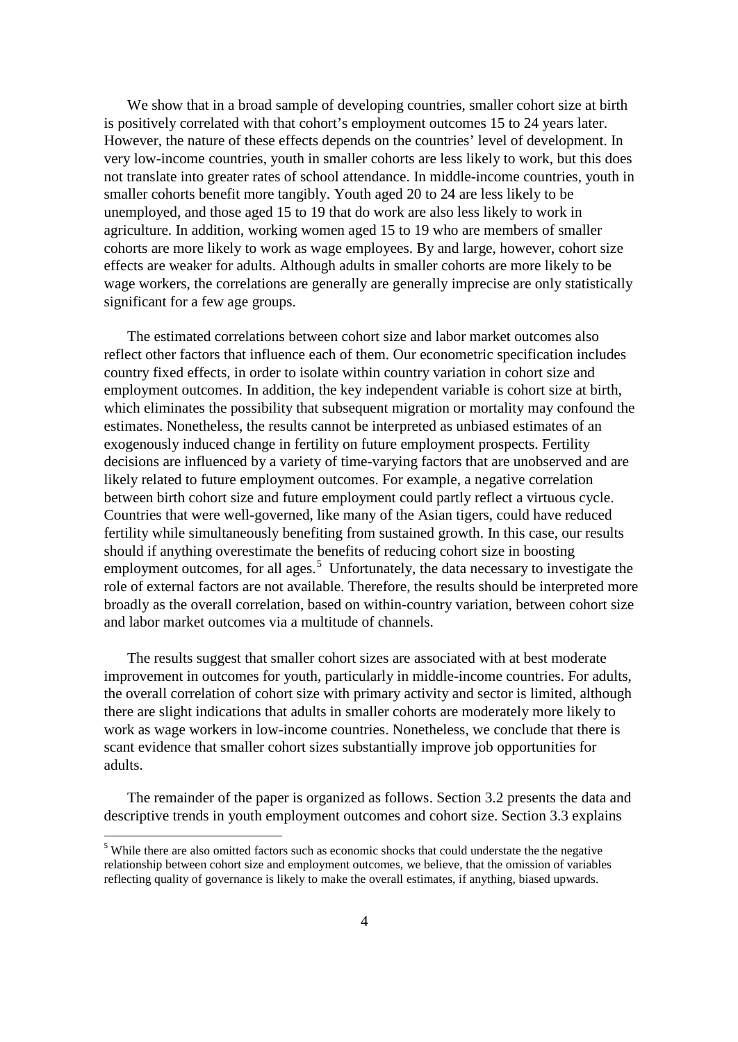We show that in a broad sample of developing countries, smaller cohort size at birth is positively correlated with that cohort's employment outcomes 15 to 24 years later. However, the nature of these effects depends on the countries' level of development. In very low-income countries, youth in smaller cohorts are less likely to work, but this does not translate into greater rates of school attendance. In middle-income countries, youth in smaller cohorts benefit more tangibly. Youth aged 20 to 24 are less likely to be unemployed, and those aged 15 to 19 that do work are also less likely to work in agriculture. In addition, working women aged 15 to 19 who are members of smaller cohorts are more likely to work as wage employees. By and large, however, cohort size effects are weaker for adults. Although adults in smaller cohorts are more likely to be wage workers, the correlations are generally are generally imprecise are only statistically significant for a few age groups.

The estimated correlations between cohort size and labor market outcomes also reflect other factors that influence each of them. Our econometric specification includes country fixed effects, in order to isolate within country variation in cohort size and employment outcomes. In addition, the key independent variable is cohort size at birth, which eliminates the possibility that subsequent migration or mortality may confound the estimates. Nonetheless, the results cannot be interpreted as unbiased estimates of an exogenously induced change in fertility on future employment prospects. Fertility decisions are influenced by a variety of time-varying factors that are unobserved and are likely related to future employment outcomes. For example, a negative correlation between birth cohort size and future employment could partly reflect a virtuous cycle. Countries that were well-governed, like many of the Asian tigers, could have reduced fertility while simultaneously benefiting from sustained growth. In this case, our results should if anything overestimate the benefits of reducing cohort size in boosting employment outcomes, for all ages.[5] Unfortunately, the data necessary to investigate the role of external factors are not available. Therefore, the results should be interpreted more broadly as the overall correlation, based on within-country variation, between cohort size and labor market outcomes via a multitude of channels.

The results suggest that smaller cohort sizes are associated with at best moderate improvement in outcomes for youth, particularly in middle-income countries. For adults, the overall correlation of cohort size with primary activity and sector is limited, although there are slight indications that adults in smaller cohorts are moderately more likely to work as wage workers in low-income countries. Nonetheless, we conclude that there is scant evidence that smaller cohort sizes substantially improve job opportunities for adults.

The remainder of the paper is organized as follows. Section 3.2 presents the data and descriptive trends in youth employment outcomes and cohort size. Section 3.3 explains

---

[5] While there are also omitted factors such as economic shocks that could understate the the negative relationship between cohort size and employment outcomes, we believe, that the omission of variables reflecting quality of governance is likely to make the overall estimates, if anything, biased upwards.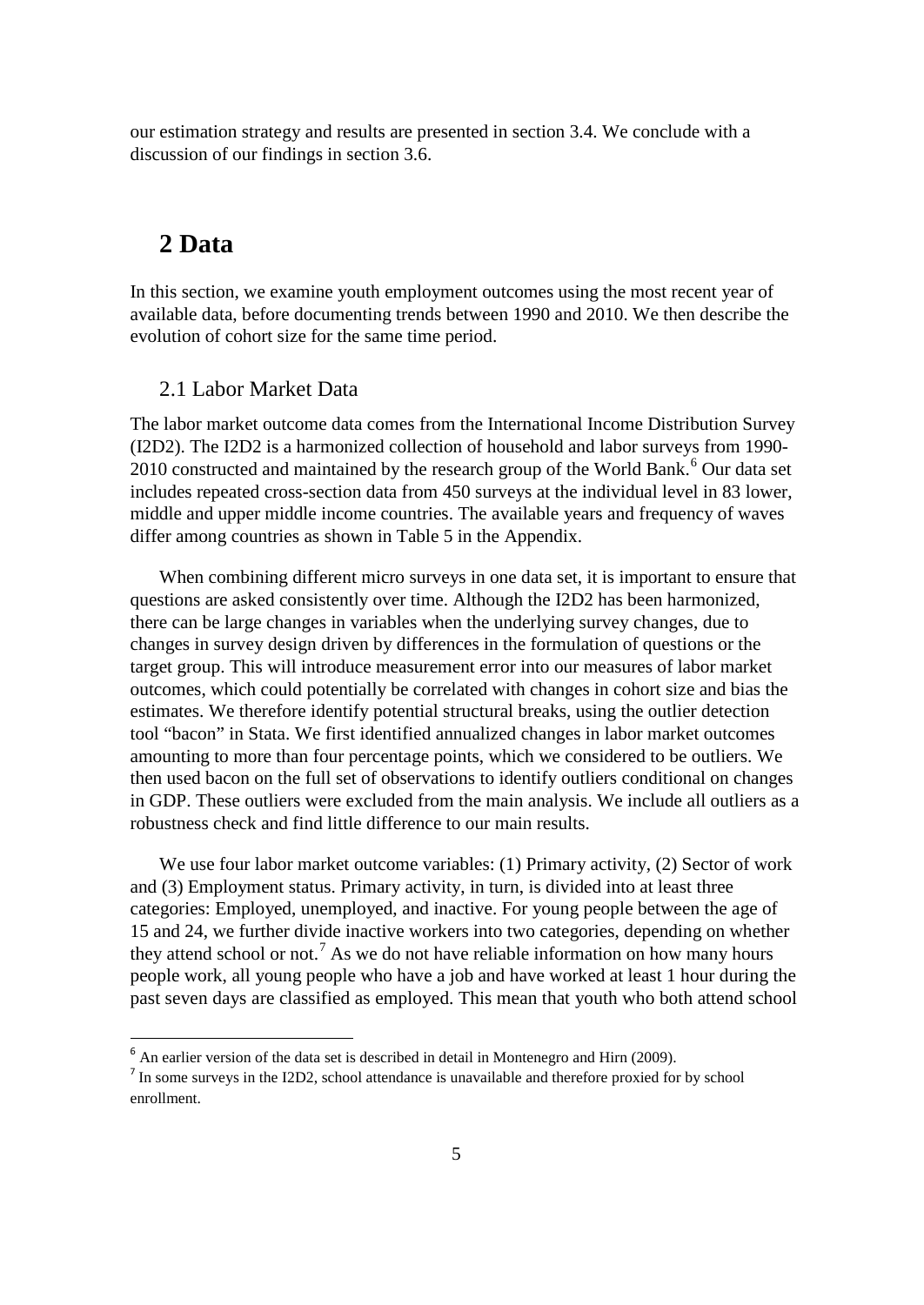our estimation strategy and results are presented in section 3.4. We conclude with a discussion of our findings in section 3.6.

# 2 Data

In this section, we examine youth employment outcomes using the most recent year of available data, before documenting trends between 1990 and 2010. We then describe the evolution of cohort size for the same time period.

## 2.1 Labor Market Data

The labor market outcome data comes from the International Income Distribution Survey (I2D2). The I2D2 is a harmonized collection of household and labor surveys from 1990-2010 constructed and maintained by the research group of the World Bank.[6] Our data set includes repeated cross-section data from 450 surveys at the individual level in 83 lower, middle and upper middle income countries. The available years and frequency of waves differ among countries as shown in Table 5 in the Appendix.

When combining different micro surveys in one data set, it is important to ensure that questions are asked consistently over time. Although the I2D2 has been harmonized, there can be large changes in variables when the underlying survey changes, due to changes in survey design driven by differences in the formulation of questions or the target group. This will introduce measurement error into our measures of labor market outcomes, which could potentially be correlated with changes in cohort size and bias the estimates. We therefore identify potential structural breaks, using the outlier detection tool "bacon" in Stata. We first identified annualized changes in labor market outcomes amounting to more than four percentage points, which we considered to be outliers. We then used bacon on the full set of observations to identify outliers conditional on changes in GDP. These outliers were excluded from the main analysis. We include all outliers as a robustness check and find little difference to our main results.

We use four labor market outcome variables: (1) Primary activity, (2) Sector of work and (3) Employment status. Primary activity, in turn, is divided into at least three categories: Employed, unemployed, and inactive. For young people between the age of 15 and 24, we further divide inactive workers into two categories, depending on whether they attend school or not.[7] As we do not have reliable information on how many hours people work, all young people who have a job and have worked at least 1 hour during the past seven days are classified as employed. This mean that youth who both attend school

[6] An earlier version of the data set is described in detail in Montenegro and Hirn (2009).

[7] In some surveys in the I2D2, school attendance is unavailable and therefore proxied for by school enrollment.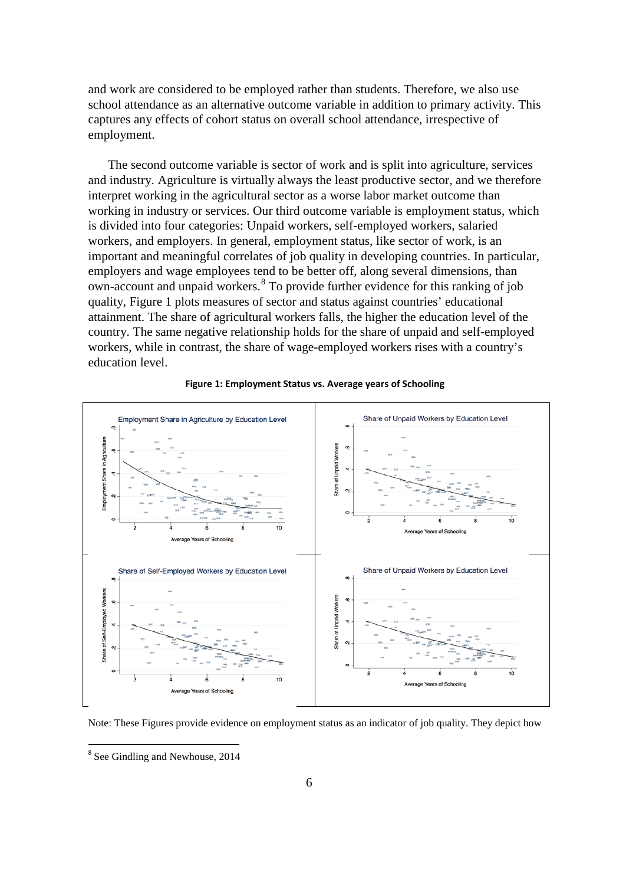and work are considered to be employed rather than students. Therefore, we also use school attendance as an alternative outcome variable in addition to primary activity. This captures any effects of cohort status on overall school attendance, irrespective of employment.

The second outcome variable is sector of work and is split into agriculture, services and industry. Agriculture is virtually always the least productive sector, and we therefore interpret working in the agricultural sector as a worse labor market outcome than working in industry or services. Our third outcome variable is employment status, which is divided into four categories: Unpaid workers, self-employed workers, salaried workers, and employers. In general, employment status, like sector of work, is an important and meaningful correlates of job quality in developing countries. In particular, employers and wage employees tend to be better off, along several dimensions, than own-account and unpaid workers.[8] To provide further evidence for this ranking of job quality, Figure 1 plots measures of sector and status against countries' educational attainment. The share of agricultural workers falls, the higher the education level of the country. The same negative relationship holds for the share of unpaid and self-employed workers, while in contrast, the share of wage-employed workers rises with a country's education level.

**Figure 1: Employment Status vs. Average years of Schooling**

Note: These Figures provide evidence on employment status as an indicator of job quality. They depict how

[8] See Gindling and Newhouse, 2014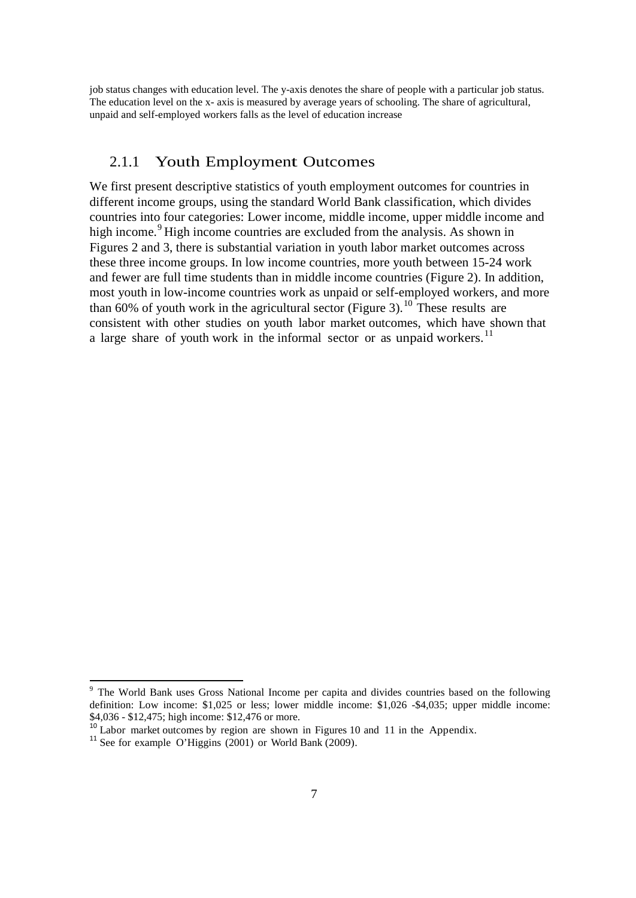job status changes with education level. The y-axis denotes the share of people with a particular job status. The education level on the x- axis is measured by average years of schooling. The share of agricultural, unpaid and self-employed workers falls as the level of education increase

### 2.1.1 Youth Employment Outcomes

We first present descriptive statistics of youth employment outcomes for countries in different income groups, using the standard World Bank classification, which divides countries into four categories: Lower income, middle income, upper middle income and high income.[9] High income countries are excluded from the analysis. As shown in Figures 2 and 3, there is substantial variation in youth labor market outcomes across these three income groups. In low income countries, more youth between 15-24 work and fewer are full time students than in middle income countries (Figure 2). In addition, most youth in low-income countries work as unpaid or self-employed workers, and more than 60% of youth work in the agricultural sector (Figure 3).[10] These results are consistent with other studies on youth labor market outcomes, which have shown that a large share of youth work in the informal sector or as unpaid workers.[11]

---

[9] The World Bank uses Gross National Income per capita and divides countries based on the following definition: Low income: $1,025 or less; lower middle income: $1,026 -$4,035; upper middle income: $4,036 - $12,475; high income: $12,476 or more.

[10] Labor market outcomes by region are shown in Figures 10 and 11 in the Appendix.

[11] See for example O'Higgins (2001) or World Bank (2009).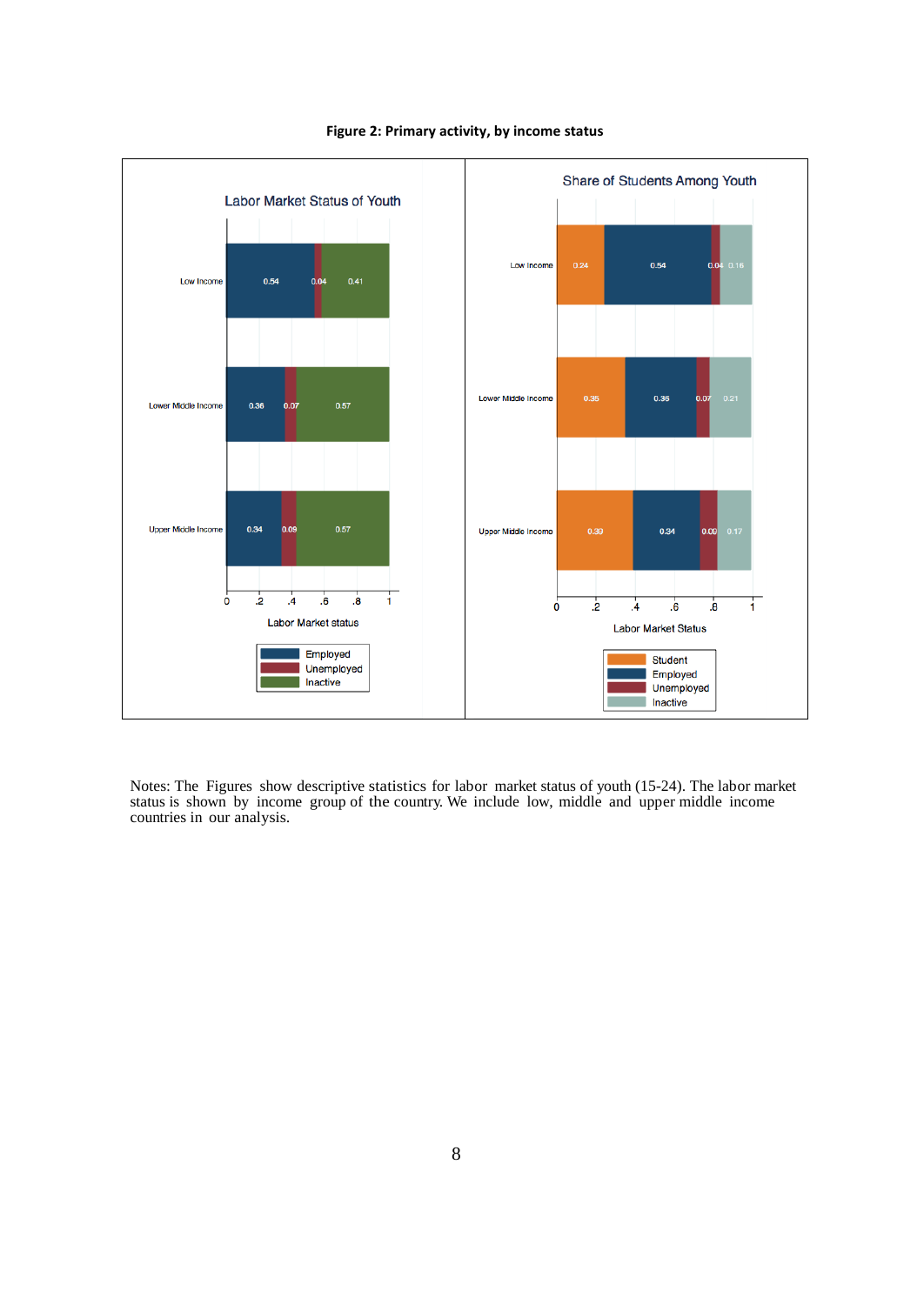**Figure 2: Primary activity, by income status**

Notes: The Figures show descriptive statistics for labor market status of youth (15-24). The labor market status is shown by income group of the country. We include low, middle and upper middle income countries in our analysis.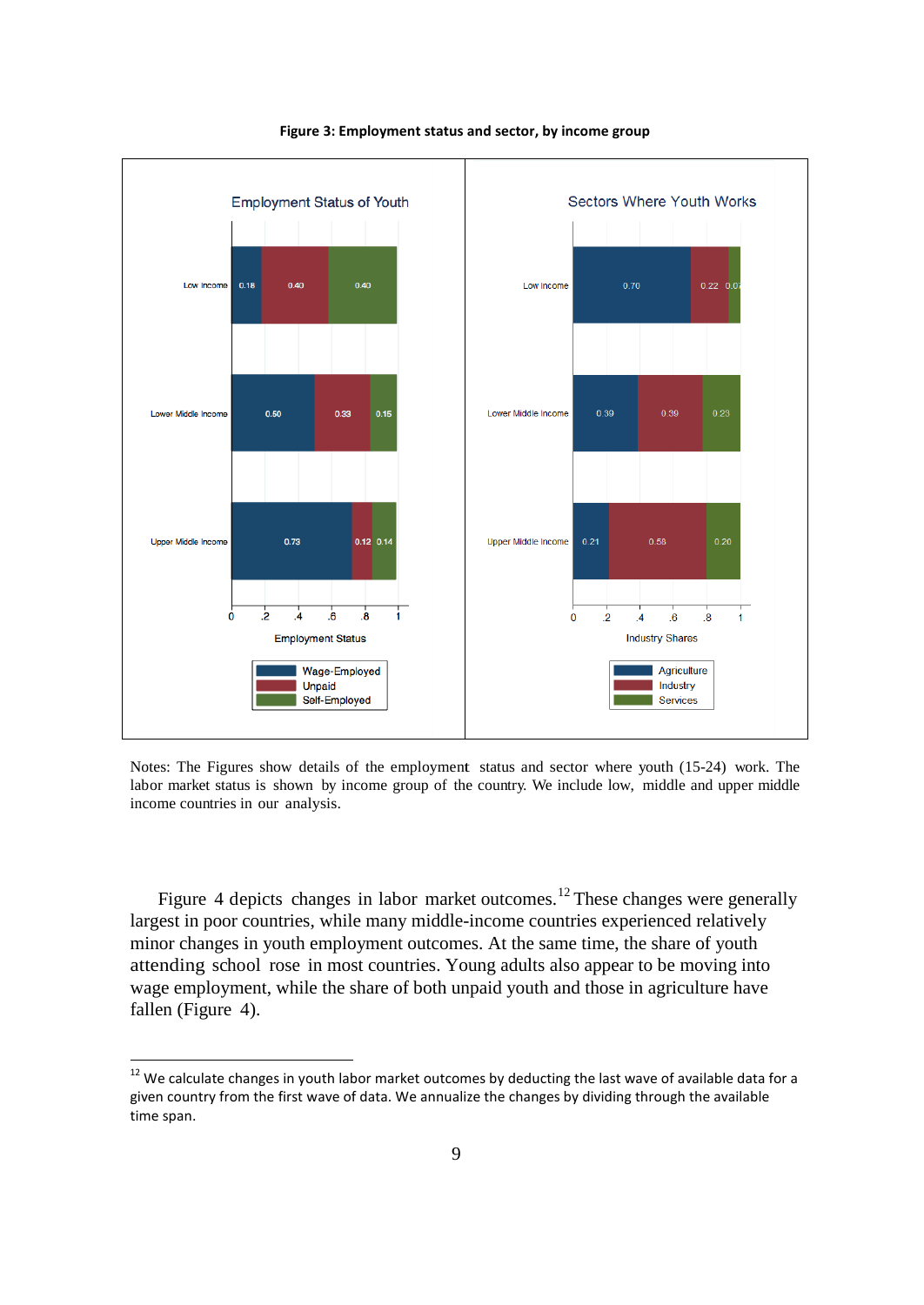**Figure 3: Employment status and sector, by income group**

Notes: The Figures show details of the employment status and sector where youth (15-24) work. The labor market status is shown by income group of the country. We include low, middle and upper middle income countries in our analysis.

Figure 4 depicts changes in labor market outcomes.[12] These changes were generally largest in poor countries, while many middle-income countries experienced relatively minor changes in youth employment outcomes. At the same time, the share of youth attending school rose in most countries. Young adults also appear to be moving into wage employment, while the share of both unpaid youth and those in agriculture have fallen (Figure 4).

[12] We calculate changes in youth labor market outcomes by deducting the last wave of available data for a given country from the first wave of data. We annualize the changes by dividing through the available time span.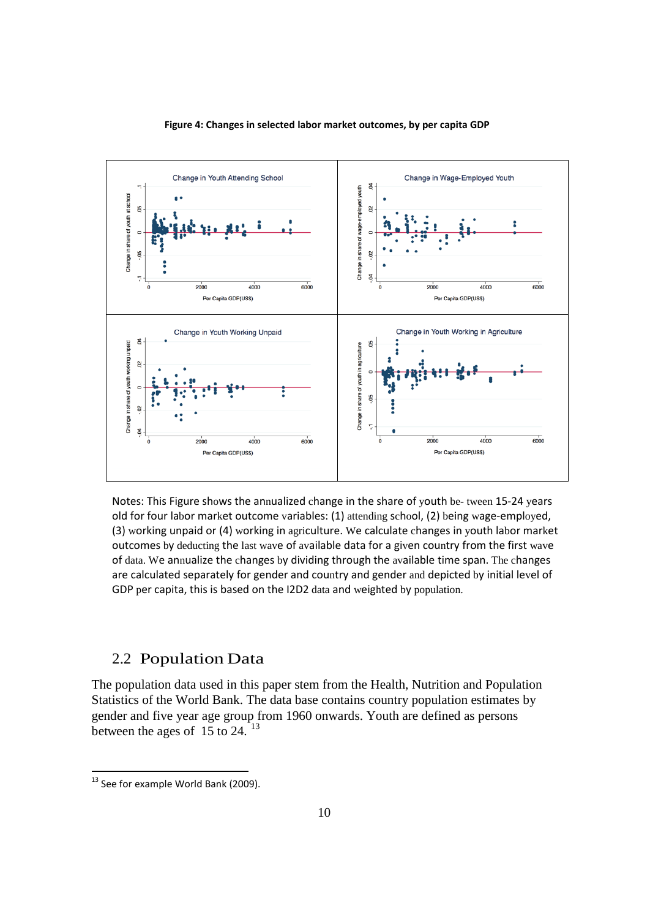**Figure 4: Changes in selected labor market outcomes, by per capita GDP**

Notes: This Figure shows the annualized change in the share of youth be- tween 15-24 years old for four labor market outcome variables: (1) attending school, (2) being wage-employed, (3) working unpaid or (4) working in agriculture. We calculate changes in youth labor market outcomes by deducting the last wave of available data for a given country from the first wave of data. We annualize the changes by dividing through the available time span. The changes are calculated separately for gender and country and gender and depicted by initial level of GDP per capita, this is based on the I2D2 data and weighted by population.

## 2.2 Population Data

The population data used in this paper stem from the Health, Nutrition and Population Statistics of the World Bank. The data base contains country population estimates by gender and five year age group from 1960 onwards. Youth are defined as persons between the ages of 15 to 24. [13]

[13] See for example World Bank (2009).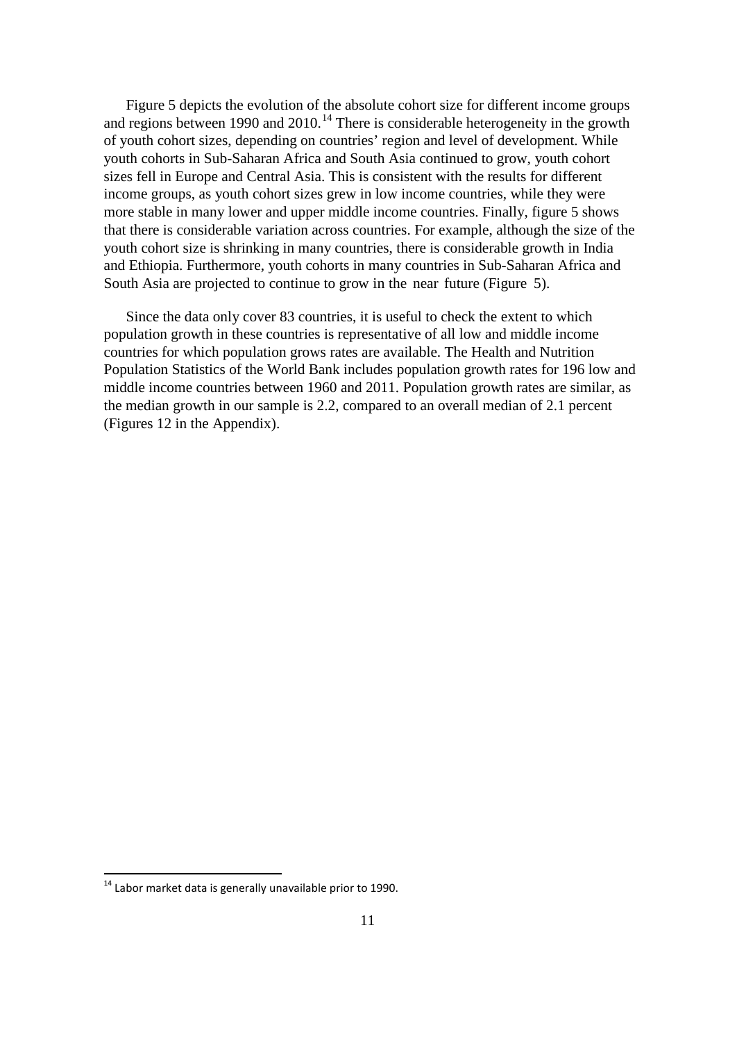Figure 5 depicts the evolution of the absolute cohort size for different income groups and regions between 1990 and 2010.[14] There is considerable heterogeneity in the growth of youth cohort sizes, depending on countries' region and level of development. While youth cohorts in Sub-Saharan Africa and South Asia continued to grow, youth cohort sizes fell in Europe and Central Asia. This is consistent with the results for different income groups, as youth cohort sizes grew in low income countries, while they were more stable in many lower and upper middle income countries. Finally, figure 5 shows that there is considerable variation across countries. For example, although the size of the youth cohort size is shrinking in many countries, there is considerable growth in India and Ethiopia. Furthermore, youth cohorts in many countries in Sub-Saharan Africa and South Asia are projected to continue to grow in the near future (Figure 5).

Since the data only cover 83 countries, it is useful to check the extent to which population growth in these countries is representative of all low and middle income countries for which population grows rates are available. The Health and Nutrition Population Statistics of the World Bank includes population growth rates for 196 low and middle income countries between 1960 and 2011. Population growth rates are similar, as the median growth in our sample is 2.2, compared to an overall median of 2.1 percent (Figures 12 in the Appendix).

[14] Labor market data is generally unavailable prior to 1990.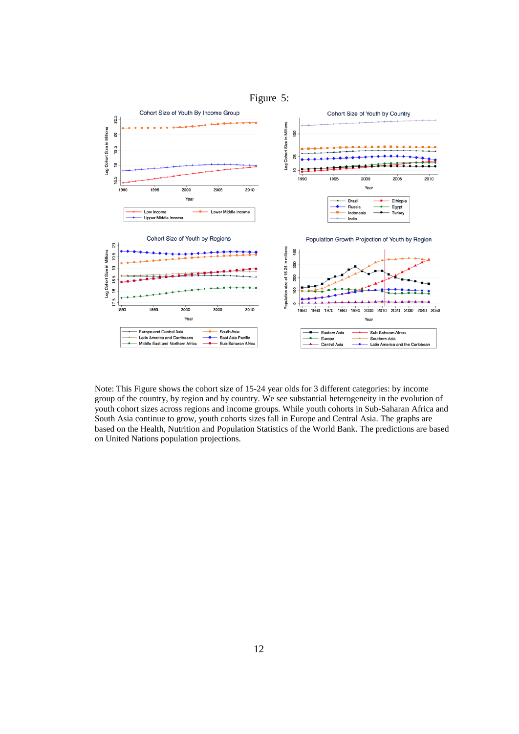Figure 5:

Note: This Figure shows the cohort size of 15-24 year olds for 3 different categories: by income group of the country, by region and by country. We see substantial heterogeneity in the evolution of youth cohort sizes across regions and income groups. While youth cohorts in Sub-Saharan Africa and South Asia continue to grow, youth cohorts sizes fall in Europe and Central Asia. The graphs are based on the Health, Nutrition and Population Statistics of the World Bank. The predictions are based on United Nations population projections.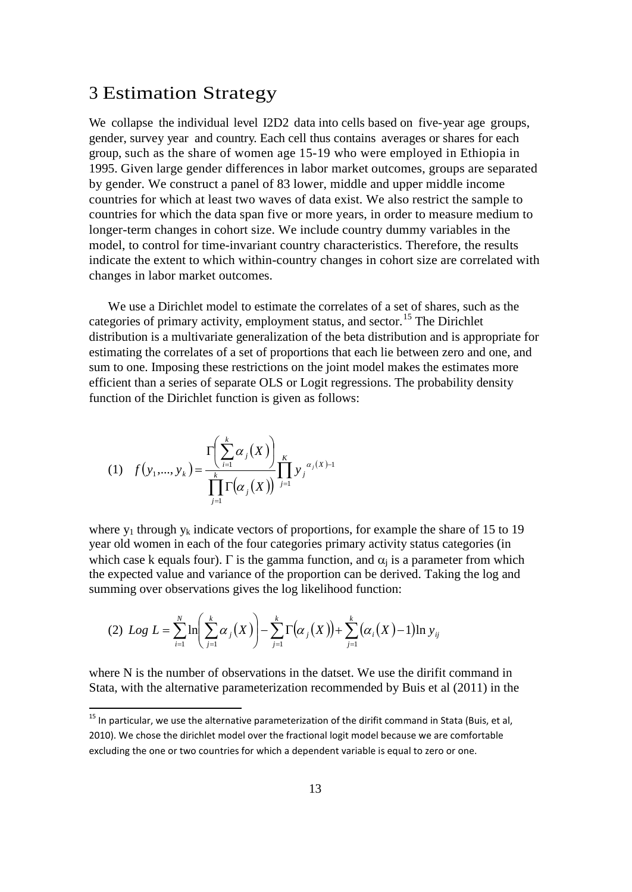# 3 Estimation Strategy

We collapse the individual level I2D2 data into cells based on five-year age groups, gender, survey year and country. Each cell thus contains averages or shares for each group, such as the share of women age 15-19 who were employed in Ethiopia in 1995. Given large gender differences in labor market outcomes, groups are separated by gender. We construct a panel of 83 lower, middle and upper middle income countries for which at least two waves of data exist. We also restrict the sample to countries for which the data span five or more years, in order to measure medium to longer-term changes in cohort size. We include country dummy variables in the model, to control for time-invariant country characteristics. Therefore, the results indicate the extent to which within-country changes in cohort size are correlated with changes in labor market outcomes.

We use a Dirichlet model to estimate the correlates of a set of shares, such as the categories of primary activity, employment status, and sector.[15] The Dirichlet distribution is a multivariate generalization of the beta distribution and is appropriate for estimating the correlates of a set of proportions that each lie between zero and one, and sum to one. Imposing these restrictions on the joint model makes the estimates more efficient than a series of separate OLS or Logit regressions. The probability density function of the Dirichlet function is given as follows:

$$(1) \quad f(y_1,...,y_k) = \frac{\Gamma\left(\sum_{i=1}^{k} \alpha_j(X)\right)}{\prod_{j=1}^{k} \Gamma(\alpha_j(X))} \prod_{j=1}^{K} y_j^{\alpha_j(X)-1}$$

where $y_1$ through $y_k$ indicate vectors of proportions, for example the share of 15 to 19 year old women in each of the four categories primary activity status categories (in which case k equals four). $\Gamma$ is the gamma function, and $\alpha_j$ is a parameter from which the expected value and variance of the proportion can be derived. Taking the log and summing over observations gives the log likelihood function:

$$(2) \quad Log\ L = \sum_{i=1}^{N} \ln\left(\sum_{j=1}^{k} \alpha_j(X)\right) - \sum_{j=1}^{k} \Gamma(\alpha_j(X)) + \sum_{j=1}^{k} (\alpha_i(X)-1) \ln y_{ij}$$

where N is the number of observations in the datset. We use the dirifit command in Stata, with the alternative parameterization recommended by Buis et al (2011) in the

[15] In particular, we use the alternative parameterization of the dirifit command in Stata (Buis, et al, 2010). We chose the dirichlet model over the fractional logit model because we are comfortable excluding the one or two countries for which a dependent variable is equal to zero or one.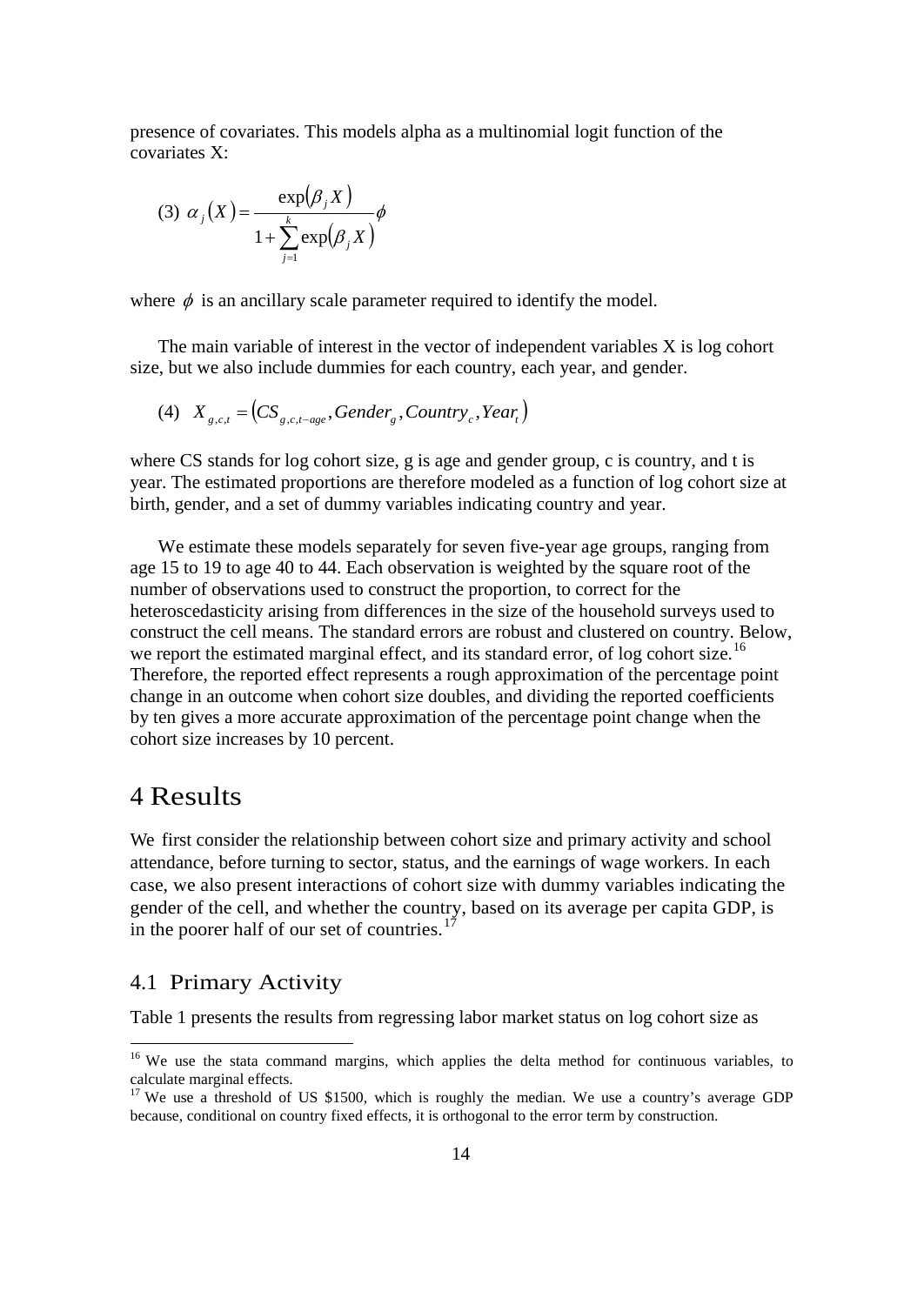presence of covariates. This models alpha as a multinomial logit function of the covariates X:

$$(3)\quad \alpha_j(X) = \frac{\exp(\beta_j X)}{1 + \sum_{j=1}^{k} \exp(\beta_j X)} \phi$$

where $\phi$ is an ancillary scale parameter required to identify the model.

The main variable of interest in the vector of independent variables X is log cohort size, but we also include dummies for each country, each year, and gender.

$$(4)\quad X_{g,c,t} = \left(CS_{g,c,t-age}, Gender_g, Country_c, Year_t\right)$$

where CS stands for log cohort size, g is age and gender group, c is country, and t is year. The estimated proportions are therefore modeled as a function of log cohort size at birth, gender, and a set of dummy variables indicating country and year.

We estimate these models separately for seven five-year age groups, ranging from age 15 to 19 to age 40 to 44. Each observation is weighted by the square root of the number of observations used to construct the proportion, to correct for the heteroscedasticity arising from differences in the size of the household surveys used to construct the cell means. The standard errors are robust and clustered on country. Below, we report the estimated marginal effect, and its standard error, of log cohort size.[16] Therefore, the reported effect represents a rough approximation of the percentage point change in an outcome when cohort size doubles, and dividing the reported coefficients by ten gives a more accurate approximation of the percentage point change when the cohort size increases by 10 percent.

# 4 Results

We first consider the relationship between cohort size and primary activity and school attendance, before turning to sector, status, and the earnings of wage workers. In each case, we also present interactions of cohort size with dummy variables indicating the gender of the cell, and whether the country, based on its average per capita GDP, is in the poorer half of our set of countries.[17]

## 4.1 Primary Activity

Table 1 presents the results from regressing labor market status on log cohort size as

[16] We use the stata command margins, which applies the delta method for continuous variables, to calculate marginal effects.

[17] We use a threshold of US \$1500, which is roughly the median. We use a country's average GDP because, conditional on country fixed effects, it is orthogonal to the error term by construction.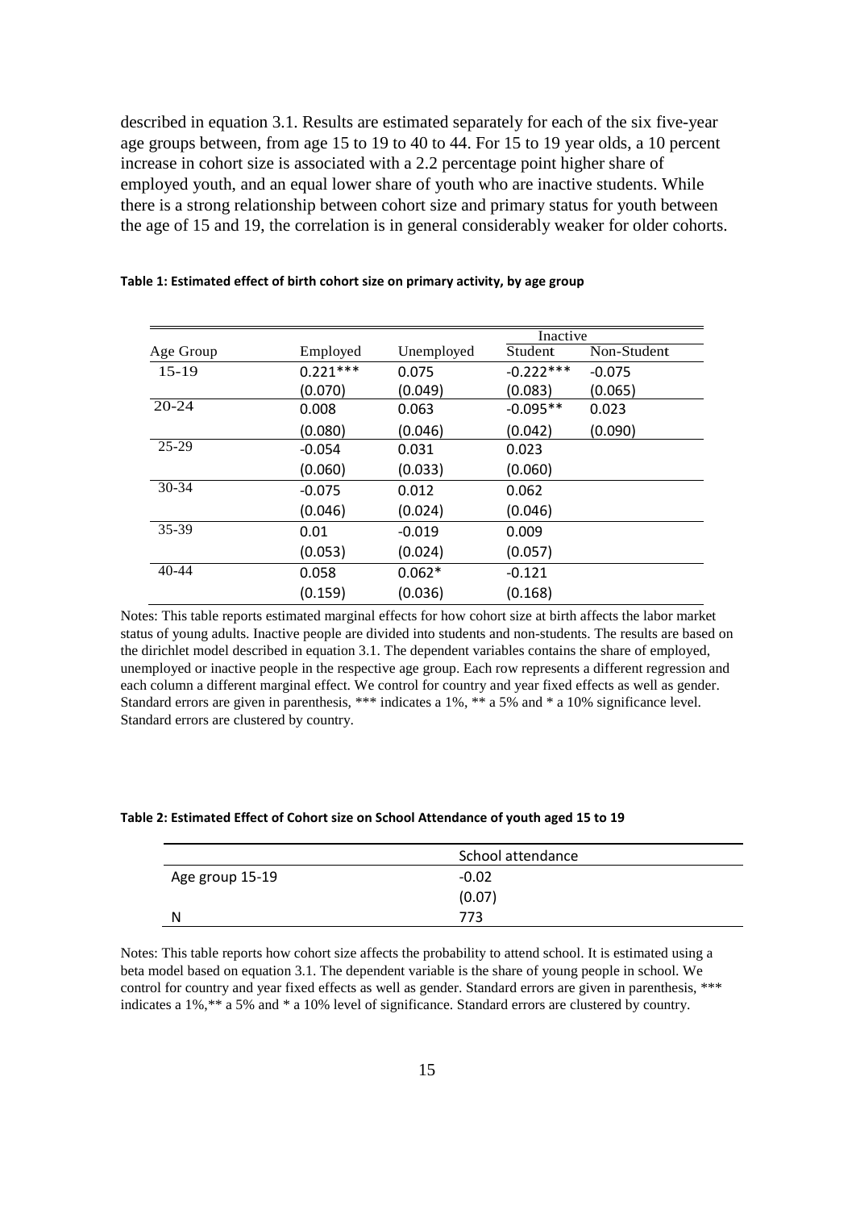described in equation 3.1. Results are estimated separately for each of the six five-year age groups between, from age 15 to 19 to 40 to 44. For 15 to 19 year olds, a 10 percent increase in cohort size is associated with a 2.2 percentage point higher share of employed youth, and an equal lower share of youth who are inactive students. While there is a strong relationship between cohort size and primary status for youth between the age of 15 and 19, the correlation is in general considerably weaker for older cohorts.

**Table 1: Estimated effect of birth cohort size on primary activity, by age group**

| | | | Inactive | |
|---|---|---|---|---|
| Age Group | Employed | Unemployed | Student | Non-Student |
| 15-19 | 0.221*** | 0.075 | -0.222*** | -0.075 |
| | (0.070) | (0.049) | (0.083) | (0.065) |
| 20-24 | 0.008 | 0.063 | -0.095** | 0.023 |
| | (0.080) | (0.046) | (0.042) | (0.090) |
| 25-29 | -0.054 | 0.031 | 0.023 | |
| | (0.060) | (0.033) | (0.060) | |
| 30-34 | -0.075 | 0.012 | 0.062 | |
| | (0.046) | (0.024) | (0.046) | |
| 35-39 | 0.01 | -0.019 | 0.009 | |
| | (0.053) | (0.024) | (0.057) | |
| 40-44 | 0.058 | 0.062* | -0.121 | |
| | (0.159) | (0.036) | (0.168) | |

Notes: This table reports estimated marginal effects for how cohort size at birth affects the labor market status of young adults. Inactive people are divided into students and non-students. The results are based on the dirichlet model described in equation 3.1. The dependent variables contains the share of employed, unemployed or inactive people in the respective age group. Each row represents a different regression and each column a different marginal effect. We control for country and year fixed effects as well as gender. Standard errors are given in parenthesis, *** indicates a 1%, ** a 5% and * a 10% significance level. Standard errors are clustered by country.

**Table 2: Estimated Effect of Cohort size on School Attendance of youth aged 15 to 19**

| | School attendance |
|---|---|
| Age group 15-19 | -0.02 |
| | (0.07) |
| N | 773 |

Notes: This table reports how cohort size affects the probability to attend school. It is estimated using a beta model based on equation 3.1. The dependent variable is the share of young people in school. We control for country and year fixed effects as well as gender. Standard errors are given in parenthesis, *** indicates a 1%,** a 5% and * a 10% level of significance. Standard errors are clustered by country.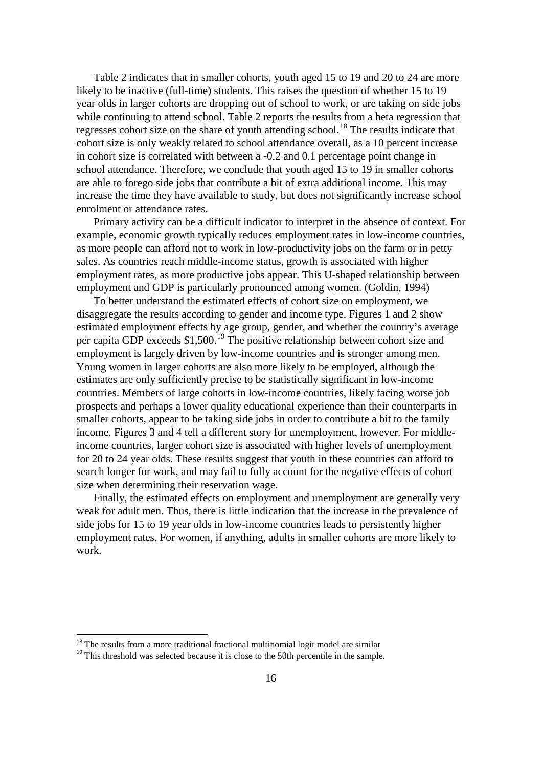Table 2 indicates that in smaller cohorts, youth aged 15 to 19 and 20 to 24 are more likely to be inactive (full-time) students. This raises the question of whether 15 to 19 year olds in larger cohorts are dropping out of school to work, or are taking on side jobs while continuing to attend school. Table 2 reports the results from a beta regression that regresses cohort size on the share of youth attending school.[18] The results indicate that cohort size is only weakly related to school attendance overall, as a 10 percent increase in cohort size is correlated with between a -0.2 and 0.1 percentage point change in school attendance. Therefore, we conclude that youth aged 15 to 19 in smaller cohorts are able to forego side jobs that contribute a bit of extra additional income. This may increase the time they have available to study, but does not significantly increase school enrolment or attendance rates.

Primary activity can be a difficult indicator to interpret in the absence of context. For example, economic growth typically reduces employment rates in low-income countries, as more people can afford not to work in low-productivity jobs on the farm or in petty sales. As countries reach middle-income status, growth is associated with higher employment rates, as more productive jobs appear. This U-shaped relationship between employment and GDP is particularly pronounced among women. (Goldin, 1994)

To better understand the estimated effects of cohort size on employment, we disaggregate the results according to gender and income type. Figures 1 and 2 show estimated employment effects by age group, gender, and whether the country's average per capita GDP exceeds $1,500.[19] The positive relationship between cohort size and employment is largely driven by low-income countries and is stronger among men. Young women in larger cohorts are also more likely to be employed, although the estimates are only sufficiently precise to be statistically significant in low-income countries. Members of large cohorts in low-income countries, likely facing worse job prospects and perhaps a lower quality educational experience than their counterparts in smaller cohorts, appear to be taking side jobs in order to contribute a bit to the family income. Figures 3 and 4 tell a different story for unemployment, however. For middle-income countries, larger cohort size is associated with higher levels of unemployment for 20 to 24 year olds. These results suggest that youth in these countries can afford to search longer for work, and may fail to fully account for the negative effects of cohort size when determining their reservation wage.

Finally, the estimated effects on employment and unemployment are generally very weak for adult men. Thus, there is little indication that the increase in the prevalence of side jobs for 15 to 19 year olds in low-income countries leads to persistently higher employment rates. For women, if anything, adults in smaller cohorts are more likely to work.

[18] The results from a more traditional fractional multinomial logit model are similar

[19] This threshold was selected because it is close to the 50th percentile in the sample.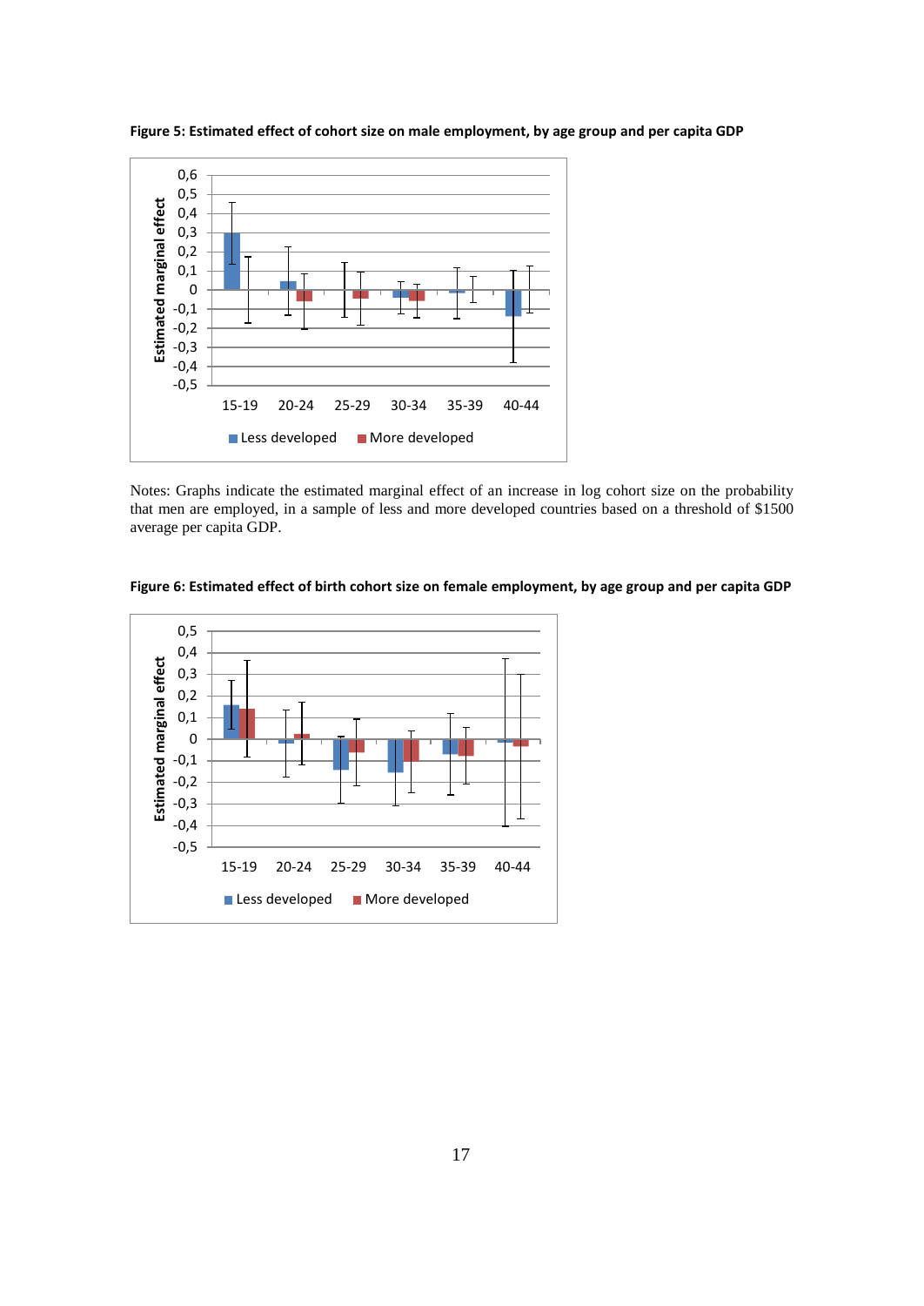**Figure 5: Estimated effect of cohort size on male employment, by age group and per capita GDP**

Notes: Graphs indicate the estimated marginal effect of an increase in log cohort size on the probability that men are employed, in a sample of less and more developed countries based on a threshold of $1500 average per capita GDP.

**Figure 6: Estimated effect of birth cohort size on female employment, by age group and per capita GDP**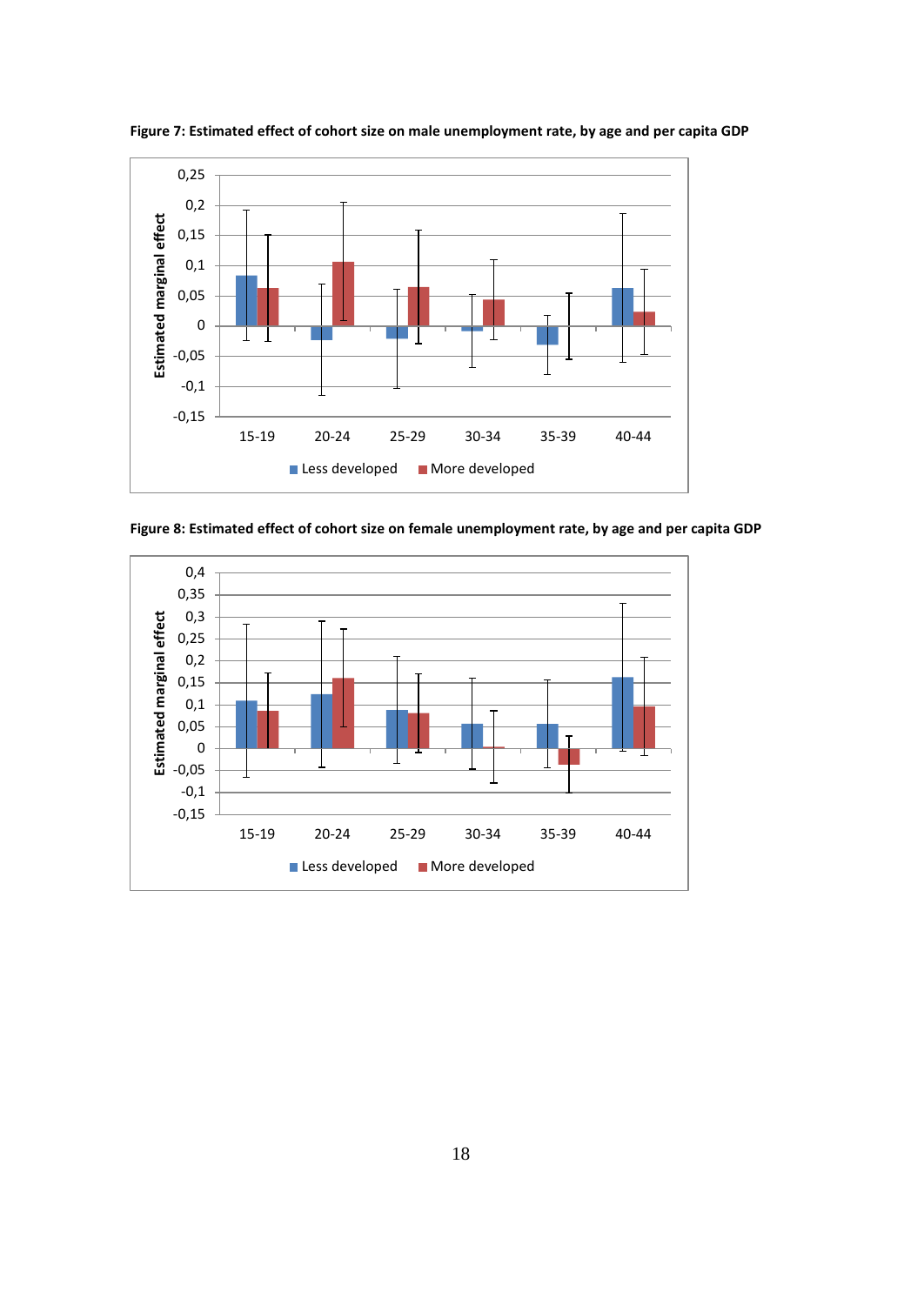**Figure 7: Estimated effect of cohort size on male unemployment rate, by age and per capita GDP**

**Figure 8: Estimated effect of cohort size on female unemployment rate, by age and per capita GDP**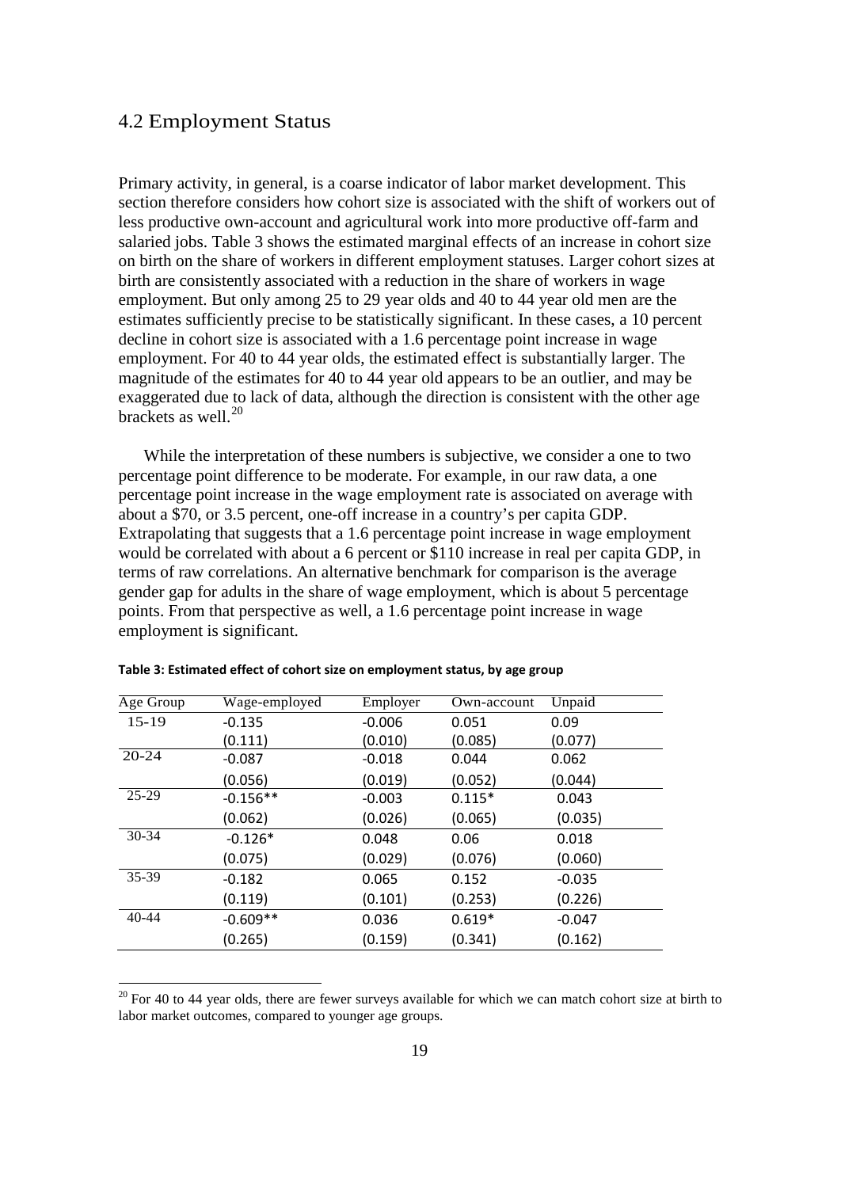## 4.2 Employment Status

Primary activity, in general, is a coarse indicator of labor market development. This section therefore considers how cohort size is associated with the shift of workers out of less productive own-account and agricultural work into more productive off-farm and salaried jobs. Table 3 shows the estimated marginal effects of an increase in cohort size on birth on the share of workers in different employment statuses. Larger cohort sizes at birth are consistently associated with a reduction in the share of workers in wage employment. But only among 25 to 29 year olds and 40 to 44 year old men are the estimates sufficiently precise to be statistically significant. In these cases, a 10 percent decline in cohort size is associated with a 1.6 percentage point increase in wage employment. For 40 to 44 year olds, the estimated effect is substantially larger. The magnitude of the estimates for 40 to 44 year old appears to be an outlier, and may be exaggerated due to lack of data, although the direction is consistent with the other age brackets as well.[20]

While the interpretation of these numbers is subjective, we consider a one to two percentage point difference to be moderate. For example, in our raw data, a one percentage point increase in the wage employment rate is associated on average with about a \$70, or 3.5 percent, one-off increase in a country's per capita GDP. Extrapolating that suggests that a 1.6 percentage point increase in wage employment would be correlated with about a 6 percent or \$110 increase in real per capita GDP, in terms of raw correlations. An alternative benchmark for comparison is the average gender gap for adults in the share of wage employment, which is about 5 percentage points. From that perspective as well, a 1.6 percentage point increase in wage employment is significant.

**Table 3: Estimated effect of cohort size on employment status, by age group**

| Age Group | Wage-employed | Employer | Own-account | Unpaid |
|---|---|---|---|---|
| 15-19 | -0.135 | -0.006 | 0.051 | 0.09 |
| | (0.111) | (0.010) | (0.085) | (0.077) |
| 20-24 | -0.087 | -0.018 | 0.044 | 0.062 |
| | (0.056) | (0.019) | (0.052) | (0.044) |
| 25-29 | -0.156** | -0.003 | 0.115* | 0.043 |
| | (0.062) | (0.026) | (0.065) | (0.035) |
| 30-34 | -0.126* | 0.048 | 0.06 | 0.018 |
| | (0.075) | (0.029) | (0.076) | (0.060) |
| 35-39 | -0.182 | 0.065 | 0.152 | -0.035 |
| | (0.119) | (0.101) | (0.253) | (0.226) |
| 40-44 | -0.609** | 0.036 | 0.619* | -0.047 |
| | (0.265) | (0.159) | (0.341) | (0.162) |

[20] For 40 to 44 year olds, there are fewer surveys available for which we can match cohort size at birth to labor market outcomes, compared to younger age groups.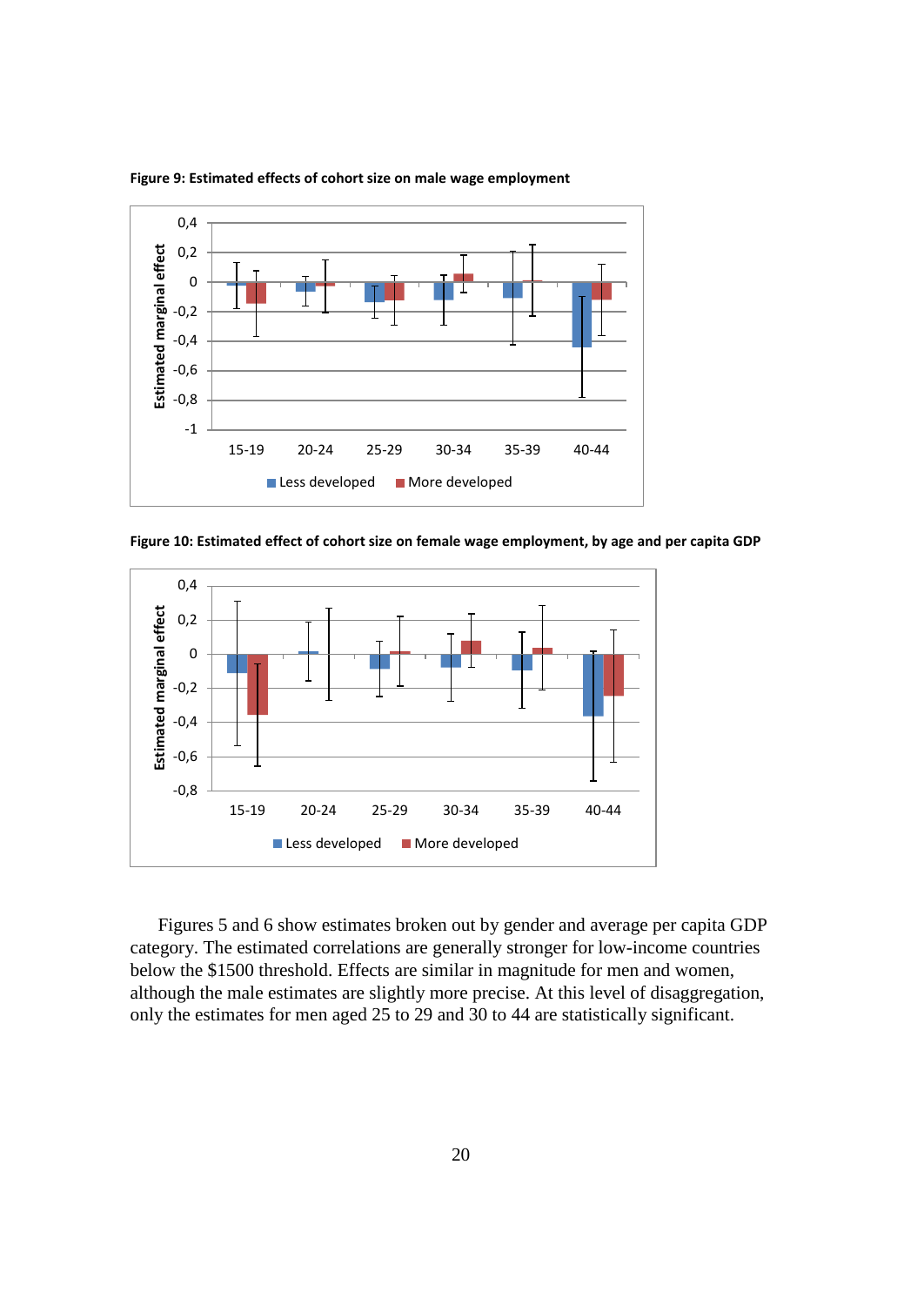**Figure 9: Estimated effects of cohort size on male wage employment**

**Figure 10: Estimated effect of cohort size on female wage employment, by age and per capita GDP**

Figures 5 and 6 show estimates broken out by gender and average per capita GDP category. The estimated correlations are generally stronger for low-income countries below the $1500 threshold. Effects are similar in magnitude for men and women, although the male estimates are slightly more precise. At this level of disaggregation, only the estimates for men aged 25 to 29 and 30 to 44 are statistically significant.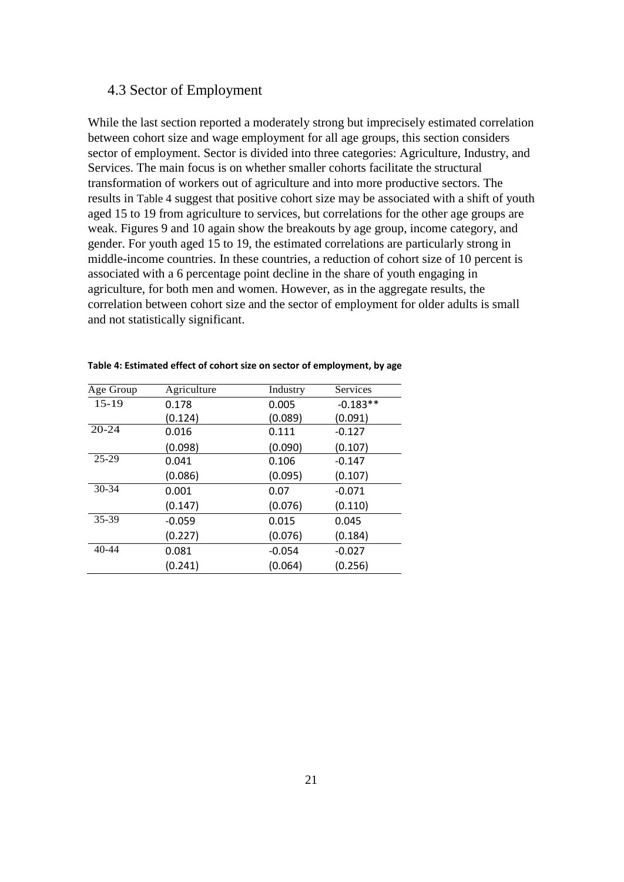### 4.3 Sector of Employment

While the last section reported a moderately strong but imprecisely estimated correlation between cohort size and wage employment for all age groups, this section considers sector of employment. Sector is divided into three categories: Agriculture, Industry, and Services. The main focus is on whether smaller cohorts facilitate the structural transformation of workers out of agriculture and into more productive sectors. The results in Table 4 suggest that positive cohort size may be associated with a shift of youth aged 15 to 19 from agriculture to services, but correlations for the other age groups are weak. Figures 9 and 10 again show the breakouts by age group, income category, and gender. For youth aged 15 to 19, the estimated correlations are particularly strong in middle-income countries. In these countries, a reduction of cohort size of 10 percent is associated with a 6 percentage point decline in the share of youth engaging in agriculture, for both men and women. However, as in the aggregate results, the correlation between cohort size and the sector of employment for older adults is small and not statistically significant.

**Table 4: Estimated effect of cohort size on sector of employment, by age**

| Age Group | Agriculture | Industry | Services |
|---|---|---|---|
| 15-19 | 0.178 | 0.005 | -0.183** |
| | (0.124) | (0.089) | (0.091) |
| 20-24 | 0.016 | 0.111 | -0.127 |
| | (0.098) | (0.090) | (0.107) |
| 25-29 | 0.041 | 0.106 | -0.147 |
| | (0.086) | (0.095) | (0.107) |
| 30-34 | 0.001 | 0.07 | -0.071 |
| | (0.147) | (0.076) | (0.110) |
| 35-39 | -0.059 | 0.015 | 0.045 |
| | (0.227) | (0.076) | (0.184) |
| 40-44 | 0.081 | -0.054 | -0.027 |
| | (0.241) | (0.064) | (0.256) |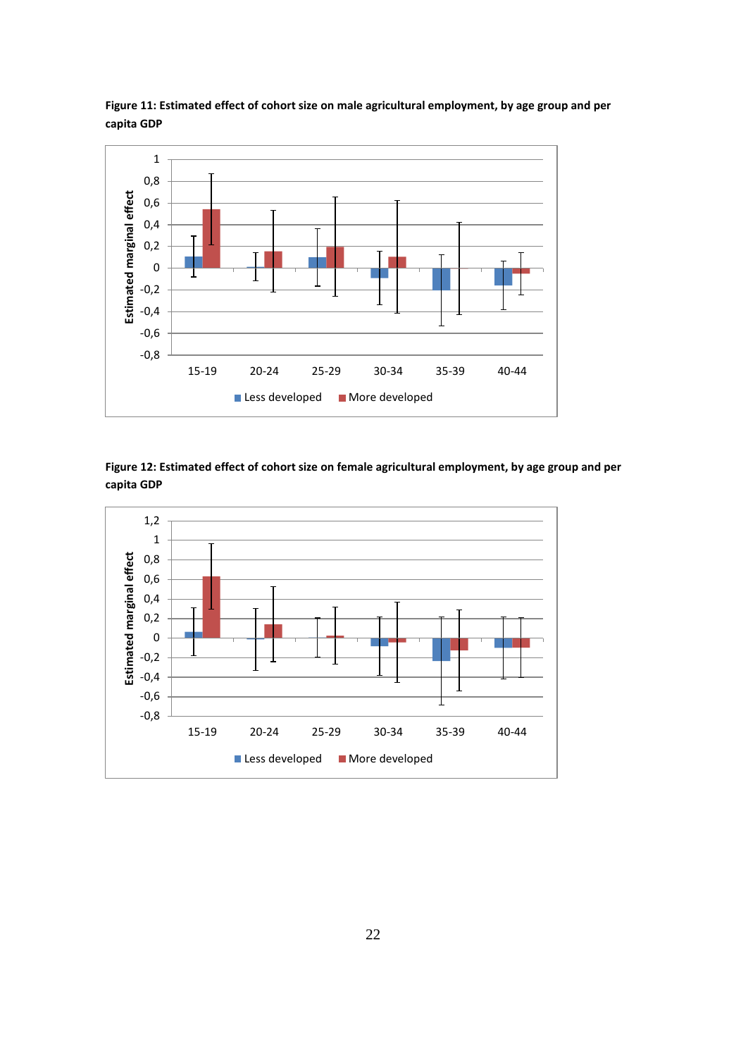**Figure 11: Estimated effect of cohort size on male agricultural employment, by age group and per capita GDP**

**Figure 12: Estimated effect of cohort size on female agricultural employment, by age group and per capita GDP**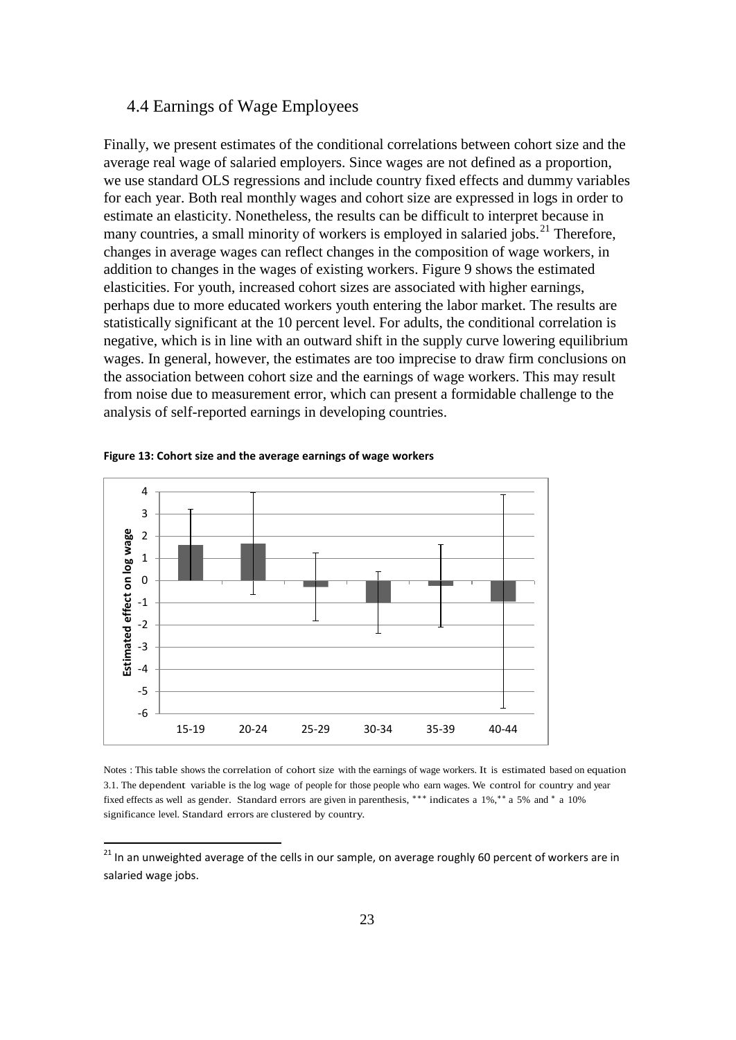## 4.4 Earnings of Wage Employees

Finally, we present estimates of the conditional correlations between cohort size and the average real wage of salaried employers. Since wages are not defined as a proportion, we use standard OLS regressions and include country fixed effects and dummy variables for each year. Both real monthly wages and cohort size are expressed in logs in order to estimate an elasticity. Nonetheless, the results can be difficult to interpret because in many countries, a small minority of workers is employed in salaried jobs.[21] Therefore, changes in average wages can reflect changes in the composition of wage workers, in addition to changes in the wages of existing workers. Figure 9 shows the estimated elasticities. For youth, increased cohort sizes are associated with higher earnings, perhaps due to more educated workers youth entering the labor market. The results are statistically significant at the 10 percent level. For adults, the conditional correlation is negative, which is in line with an outward shift in the supply curve lowering equilibrium wages. In general, however, the estimates are too imprecise to draw firm conclusions on the association between cohort size and the earnings of wage workers. This may result from noise due to measurement error, which can present a formidable challenge to the analysis of self-reported earnings in developing countries.

**Figure 13: Cohort size and the average earnings of wage workers**

Notes : This table shows the correlation of cohort size with the earnings of wage workers. It is estimated based on equation 3.1. The dependent variable is the log wage of people for those people who earn wages. We control for country and year fixed effects as well as gender. Standard errors are given in parenthesis, *** indicates a 1%,** a 5% and * a 10% significance level. Standard errors are clustered by country.

[21] In an unweighted average of the cells in our sample, on average roughly 60 percent of workers are in salaried wage jobs.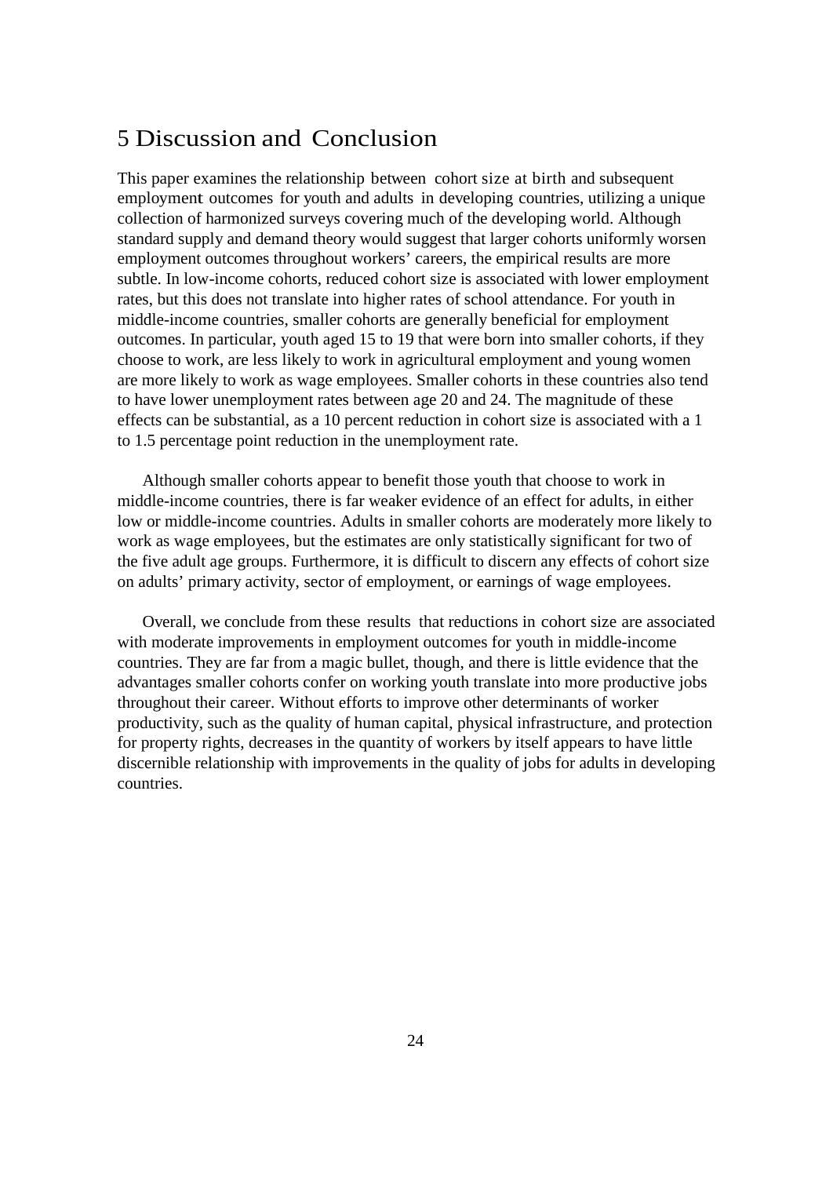# 5 Discussion and Conclusion

This paper examines the relationship between cohort size at birth and subsequent employment outcomes for youth and adults in developing countries, utilizing a unique collection of harmonized surveys covering much of the developing world. Although standard supply and demand theory would suggest that larger cohorts uniformly worsen employment outcomes throughout workers' careers, the empirical results are more subtle. In low-income cohorts, reduced cohort size is associated with lower employment rates, but this does not translate into higher rates of school attendance. For youth in middle-income countries, smaller cohorts are generally beneficial for employment outcomes. In particular, youth aged 15 to 19 that were born into smaller cohorts, if they choose to work, are less likely to work in agricultural employment and young women are more likely to work as wage employees. Smaller cohorts in these countries also tend to have lower unemployment rates between age 20 and 24. The magnitude of these effects can be substantial, as a 10 percent reduction in cohort size is associated with a 1 to 1.5 percentage point reduction in the unemployment rate.

Although smaller cohorts appear to benefit those youth that choose to work in middle-income countries, there is far weaker evidence of an effect for adults, in either low or middle-income countries. Adults in smaller cohorts are moderately more likely to work as wage employees, but the estimates are only statistically significant for two of the five adult age groups. Furthermore, it is difficult to discern any effects of cohort size on adults' primary activity, sector of employment, or earnings of wage employees.

Overall, we conclude from these results that reductions in cohort size are associated with moderate improvements in employment outcomes for youth in middle-income countries. They are far from a magic bullet, though, and there is little evidence that the advantages smaller cohorts confer on working youth translate into more productive jobs throughout their career. Without efforts to improve other determinants of worker productivity, such as the quality of human capital, physical infrastructure, and protection for property rights, decreases in the quantity of workers by itself appears to have little discernible relationship with improvements in the quality of jobs for adults in developing countries.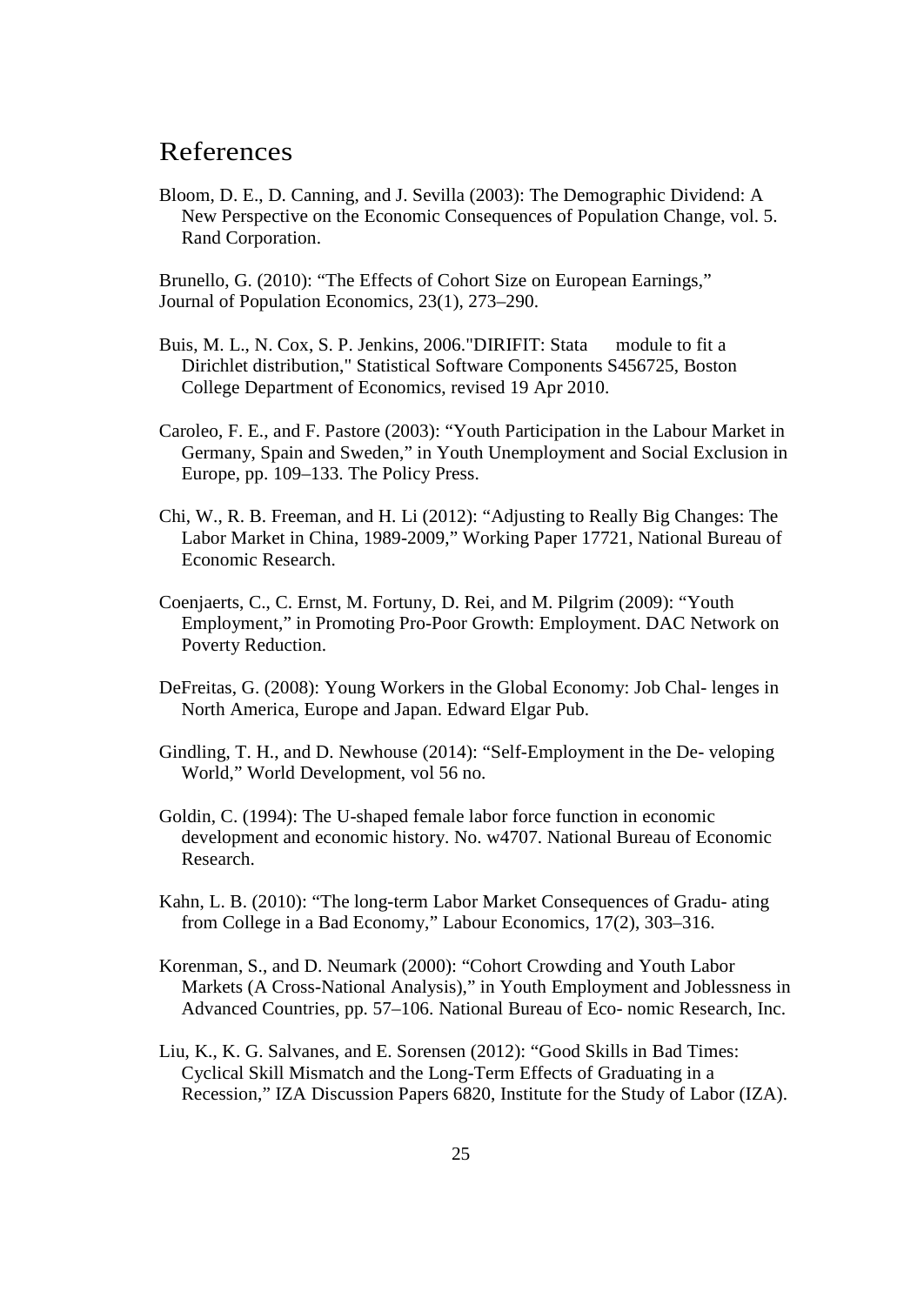# References

Bloom, D. E., D. Canning, and J. Sevilla (2003): The Demographic Dividend: A New Perspective on the Economic Consequences of Population Change, vol. 5. Rand Corporation.

Brunello, G. (2010): "The Effects of Cohort Size on European Earnings," Journal of Population Economics, 23(1), 273–290.

Buis, M. L., N. Cox, S. P. Jenkins, 2006."DIRIFIT: Stata module to fit a Dirichlet distribution," Statistical Software Components S456725, Boston College Department of Economics, revised 19 Apr 2010.

Caroleo, F. E., and F. Pastore (2003): "Youth Participation in the Labour Market in Germany, Spain and Sweden," in Youth Unemployment and Social Exclusion in Europe, pp. 109–133. The Policy Press.

Chi, W., R. B. Freeman, and H. Li (2012): "Adjusting to Really Big Changes: The Labor Market in China, 1989-2009," Working Paper 17721, National Bureau of Economic Research.

Coenjaerts, C., C. Ernst, M. Fortuny, D. Rei, and M. Pilgrim (2009): "Youth Employment," in Promoting Pro-Poor Growth: Employment. DAC Network on Poverty Reduction.

DeFreitas, G. (2008): Young Workers in the Global Economy: Job Chal- lenges in North America, Europe and Japan. Edward Elgar Pub.

Gindling, T. H., and D. Newhouse (2014): "Self-Employment in the De- veloping World," World Development, vol 56 no.

Goldin, C. (1994): The U-shaped female labor force function in economic development and economic history. No. w4707. National Bureau of Economic Research.

Kahn, L. B. (2010): "The long-term Labor Market Consequences of Gradu- ating from College in a Bad Economy," Labour Economics, 17(2), 303–316.

Korenman, S., and D. Neumark (2000): "Cohort Crowding and Youth Labor Markets (A Cross-National Analysis)," in Youth Employment and Joblessness in Advanced Countries, pp. 57–106. National Bureau of Eco- nomic Research, Inc.

Liu, K., K. G. Salvanes, and E. Sorensen (2012): "Good Skills in Bad Times: Cyclical Skill Mismatch and the Long-Term Effects of Graduating in a Recession," IZA Discussion Papers 6820, Institute for the Study of Labor (IZA).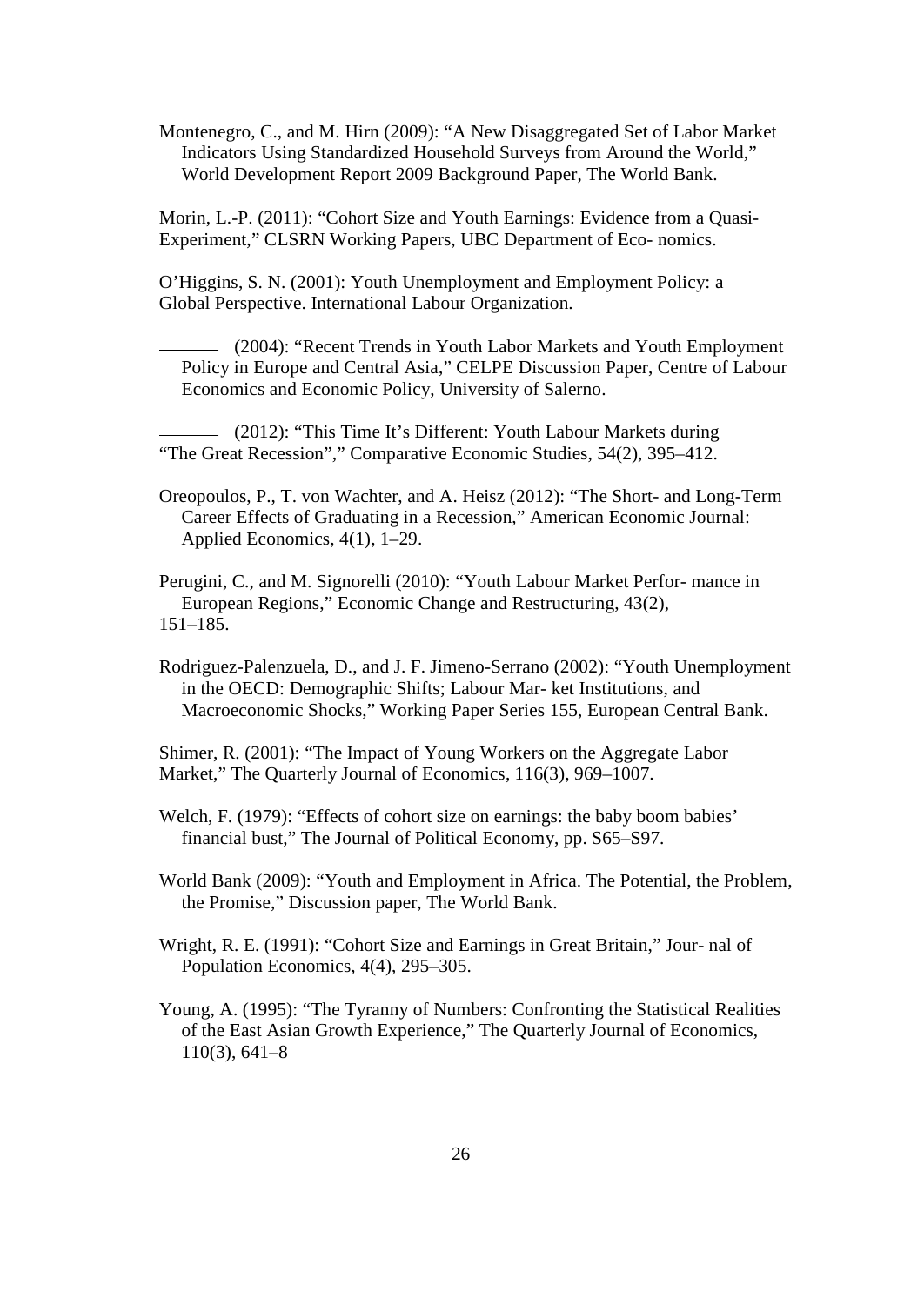Montenegro, C., and M. Hirn (2009): "A New Disaggregated Set of Labor Market Indicators Using Standardized Household Surveys from Around the World," World Development Report 2009 Background Paper, The World Bank.

Morin, L.-P. (2011): "Cohort Size and Youth Earnings: Evidence from a Quasi-Experiment," CLSRN Working Papers, UBC Department of Eco- nomics.

O'Higgins, S. N. (2001): Youth Unemployment and Employment Policy: a Global Perspective. International Labour Organization.

——— (2004): "Recent Trends in Youth Labor Markets and Youth Employment Policy in Europe and Central Asia," CELPE Discussion Paper, Centre of Labour Economics and Economic Policy, University of Salerno.

——— (2012): "This Time It's Different: Youth Labour Markets during "The Great Recession"," Comparative Economic Studies, 54(2), 395–412.

Oreopoulos, P., T. von Wachter, and A. Heisz (2012): "The Short- and Long-Term Career Effects of Graduating in a Recession," American Economic Journal: Applied Economics, 4(1), 1–29.

Perugini, C., and M. Signorelli (2010): "Youth Labour Market Perfor- mance in European Regions," Economic Change and Restructuring, 43(2), 151–185.

Rodriguez-Palenzuela, D., and J. F. Jimeno-Serrano (2002): "Youth Unemployment in the OECD: Demographic Shifts; Labour Mar- ket Institutions, and Macroeconomic Shocks," Working Paper Series 155, European Central Bank.

Shimer, R. (2001): "The Impact of Young Workers on the Aggregate Labor Market," The Quarterly Journal of Economics, 116(3), 969–1007.

Welch, F. (1979): "Effects of cohort size on earnings: the baby boom babies' financial bust," The Journal of Political Economy, pp. S65–S97.

World Bank (2009): "Youth and Employment in Africa. The Potential, the Problem, the Promise," Discussion paper, The World Bank.

Wright, R. E. (1991): "Cohort Size and Earnings in Great Britain," Jour- nal of Population Economics, 4(4), 295–305.

Young, A. (1995): "The Tyranny of Numbers: Confronting the Statistical Realities of the East Asian Growth Experience," The Quarterly Journal of Economics, 110(3), 641–8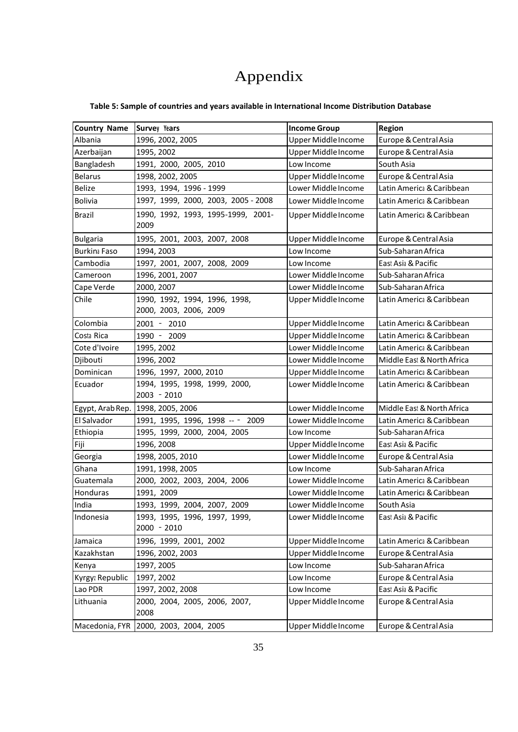# Appendix

**Table 5: Sample of countries and years available in International Income Distribution Database**

| Country Name | Survey Years | Income Group | Region |
|---|---|---|---|
| Albania | 1996, 2002, 2005 | Upper Middle Income | Europe & Central Asia |
| Azerbaijan | 1995, 2002 | Upper Middle Income | Europe & Central Asia |
| Bangladesh | 1991, 2000, 2005, 2010 | Low Income | South Asia |
| Belarus | 1998, 2002, 2005 | Upper Middle Income | Europe & Central Asia |
| Belize | 1993, 1994, 1996 - 1999 | Lower Middle Income | Latin America & Caribbean |
| Bolivia | 1997, 1999, 2000, 2003, 2005 - 2008 | Lower Middle Income | Latin America & Caribbean |
| Brazil | 1990, 1992, 1993, 1995-1999, 2001-2009 | Upper Middle Income | Latin America & Caribbean |
| Bulgaria | 1995, 2001, 2003, 2007, 2008 | Upper Middle Income | Europe & Central Asia |
| Burkina Faso | 1994, 2003 | Low Income | Sub-Saharan Africa |
| Cambodia | 1997, 2001, 2007, 2008, 2009 | Low Income | East Asia & Pacific |
| Cameroon | 1996, 2001, 2007 | Lower Middle Income | Sub-Saharan Africa |
| Cape Verde | 2000, 2007 | Lower Middle Income | Sub-Saharan Africa |
| Chile | 1990, 1992, 1994, 1996, 1998, 2000, 2003, 2006, 2009 | Upper Middle Income | Latin America & Caribbean |
| Colombia | 2001 - 2010 | Upper Middle Income | Latin America & Caribbean |
| Costa Rica | 1990 - 2009 | Upper Middle Income | Latin America & Caribbean |
| Cote d'Ivoire | 1995, 2002 | Lower Middle Income | Latin America & Caribbean |
| Djibouti | 1996, 2002 | Lower Middle Income | Middle East & North Africa |
| Dominican | 1996, 1997, 2000, 2010 | Upper Middle Income | Latin America & Caribbean |
| Ecuador | 1994, 1995, 1998, 1999, 2000, 2003 - 2010 | Lower Middle Income | Latin America & Caribbean |
| Egypt, Arab Rep. | 1998, 2005, 2006 | Lower Middle Income | Middle East & North Africa |
| El Salvador | 1991, 1995, 1996, 1998 -- - 2009 | Lower Middle Income | Latin America & Caribbean |
| Ethiopia | 1995, 1999, 2000, 2004, 2005 | Low Income | Sub-Saharan Africa |
| Fiji | 1996, 2008 | Upper Middle Income | East Asia & Pacific |
| Georgia | 1998, 2005, 2010 | Lower Middle Income | Europe & Central Asia |
| Ghana | 1991, 1998, 2005 | Low Income | Sub-Saharan Africa |
| Guatemala | 2000, 2002, 2003, 2004, 2006 | Lower Middle Income | Latin America & Caribbean |
| Honduras | 1991, 2009 | Lower Middle Income | Latin America & Caribbean |
| India | 1993, 1999, 2004, 2007, 2009 | Lower Middle Income | South Asia |
| Indonesia | 1993, 1995, 1996, 1997, 1999, 2000 - 2010 | Lower Middle Income | East Asia & Pacific |
| Jamaica | 1996, 1999, 2001, 2002 | Upper Middle Income | Latin America & Caribbean |
| Kazakhstan | 1996, 2002, 2003 | Upper Middle Income | Europe & Central Asia |
| Kenya | 1997, 2005 | Low Income | Sub-Saharan Africa |
| Kyrgyz Republic | 1997, 2002 | Low Income | Europe & Central Asia |
| Lao PDR | 1997, 2002, 2008 | Low Income | East Asia & Pacific |
| Lithuania | 2000, 2004, 2005, 2006, 2007, 2008 | Upper Middle Income | Europe & Central Asia |
| Macedonia, FYR | 2000, 2003, 2004, 2005 | Upper Middle Income | Europe & Central Asia |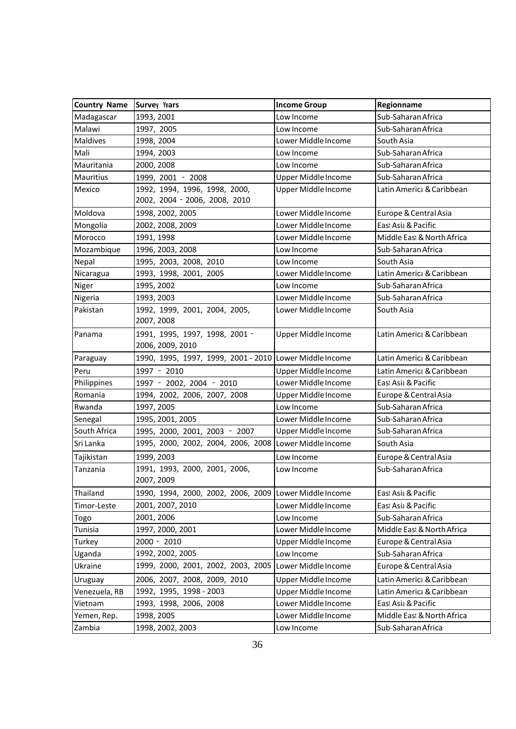| Country Name | Survey Years | Income Group | Regionname |
|---|---|---|---|
| Madagascar | 1993, 2001 | Low Income | Sub-Saharan Africa |
| Malawi | 1997, 2005 | Low Income | Sub-Saharan Africa |
| Maldives | 1998, 2004 | Lower Middle Income | South Asia |
| Mali | 1994, 2003 | Low Income | Sub-Saharan Africa |
| Mauritania | 2000, 2008 | Low Income | Sub-Saharan Africa |
| Mauritius | 1999, 2001 - 2008 | Upper Middle Income | Sub-Saharan Africa |
| Mexico | 1992, 1994, 1996, 1998, 2000, 2002, 2004 - 2006, 2008, 2010 | Upper Middle Income | Latin America & Caribbean |
| Moldova | 1998, 2002, 2005 | Lower Middle Income | Europe & Central Asia |
| Mongolia | 2002, 2008, 2009 | Lower Middle Income | East Asia & Pacific |
| Morocco | 1991, 1998 | Lower Middle Income | Middle East & North Africa |
| Mozambique | 1996, 2003, 2008 | Low Income | Sub-Saharan Africa |
| Nepal | 1995, 2003, 2008, 2010 | Low Income | South Asia |
| Nicaragua | 1993, 1998, 2001, 2005 | Lower Middle Income | Latin America & Caribbean |
| Niger | 1995, 2002 | Low Income | Sub-Saharan Africa |
| Nigeria | 1993, 2003 | Lower Middle Income | Sub-Saharan Africa |
| Pakistan | 1992, 1999, 2001, 2004, 2005, 2007, 2008 | Lower Middle Income | South Asia |
| Panama | 1991, 1995, 1997, 1998, 2001 - 2006, 2009, 2010 | Upper Middle Income | Latin America & Caribbean |
| Paraguay | 1990, 1995, 1997, 1999, 2001 - 2010 | Lower Middle Income | Latin America & Caribbean |
| Peru | 1997 - 2010 | Upper Middle Income | Latin America & Caribbean |
| Philippines | 1997 - 2002, 2004 - 2010 | Lower Middle Income | East Asia & Pacific |
| Romania | 1994, 2002, 2006, 2007, 2008 | Upper Middle Income | Europe & Central Asia |
| Rwanda | 1997, 2005 | Low Income | Sub-Saharan Africa |
| Senegal | 1995, 2001, 2005 | Lower Middle Income | Sub-Saharan Africa |
| South Africa | 1995, 2000, 2001, 2003 - 2007 | Upper Middle Income | Sub-Saharan Africa |
| Sri Lanka | 1995, 2000, 2002, 2004, 2006, 2008 | Lower Middle Income | South Asia |
| Tajikistan | 1999, 2003 | Low Income | Europe & Central Asia |
| Tanzania | 1991, 1993, 2000, 2001, 2006, 2007, 2009 | Low Income | Sub-Saharan Africa |
| Thailand | 1990, 1994, 2000, 2002, 2006, 2009 | Lower Middle Income | East Asia & Pacific |
| Timor-Leste | 2001, 2007, 2010 | Lower Middle Income | East Asia & Pacific |
| Togo | 2001, 2006 | Low Income | Sub-Saharan Africa |
| Tunisia | 1997, 2000, 2001 | Lower Middle Income | Middle East & North Africa |
| Turkey | 2000 - 2010 | Upper Middle Income | Europe & Central Asia |
| Uganda | 1992, 2002, 2005 | Low Income | Sub-Saharan Africa |
| Ukraine | 1999, 2000, 2001, 2002, 2003, 2005 | Lower Middle Income | Europe & Central Asia |
| Uruguay | 2006, 2007, 2008, 2009, 2010 | Upper Middle Income | Latin America & Caribbean |
| Venezuela, RB | 1992, 1995, 1998 - 2003 | Upper Middle Income | Latin America & Caribbean |
| Vietnam | 1993, 1998, 2006, 2008 | Lower Middle Income | East Asia & Pacific |
| Yemen, Rep. | 1998, 2005 | Lower Middle Income | Middle East & North Africa |
| Zambia | 1998, 2002, 2003 | Low Income | Sub-Saharan Africa |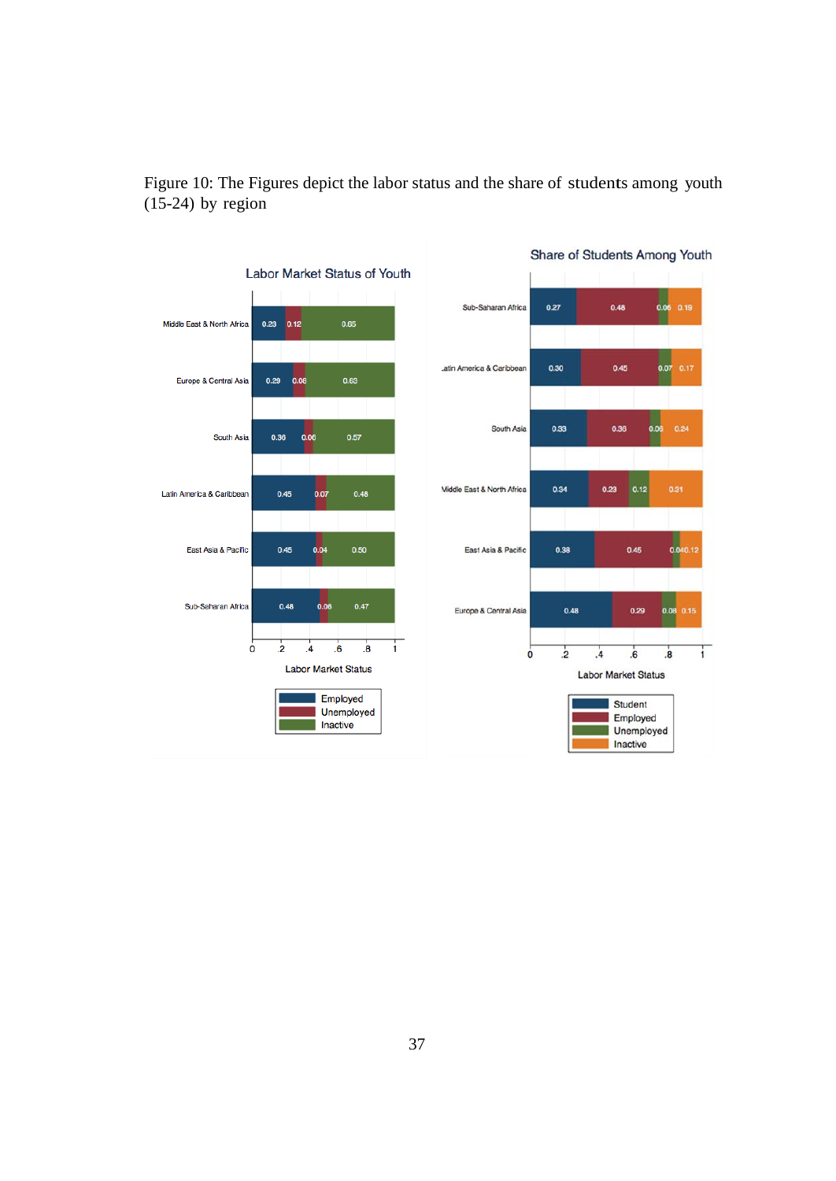Figure 10: The Figures depict the labor status and the share of students among youth (15-24) by region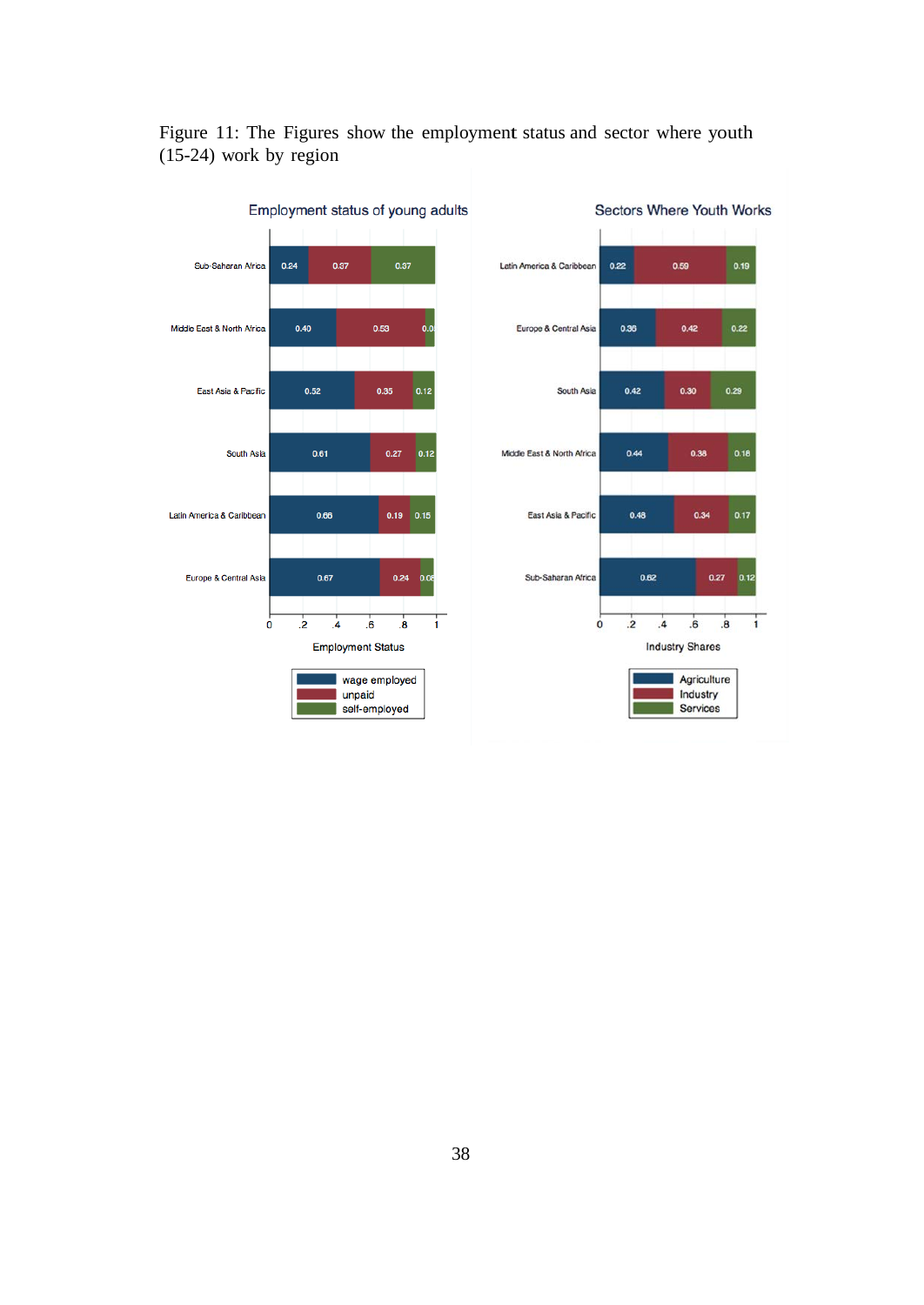Figure 11: The Figures show the employment status and sector where youth (15-24) work by region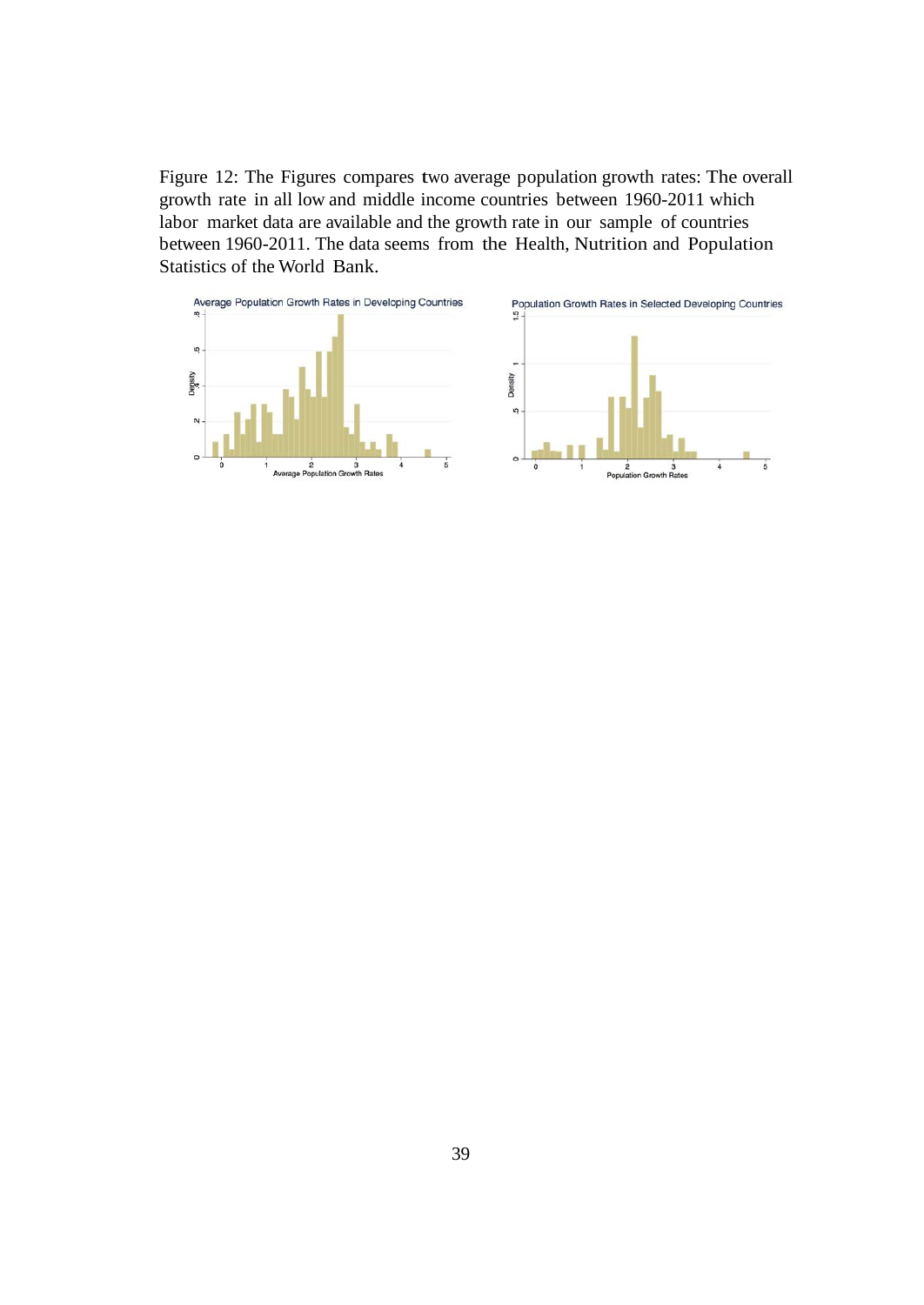Figure 12: The Figures compares two average population growth rates: The overall growth rate in all low and middle income countries between 1960-2011 which labor market data are available and the growth rate in our sample of countries between 1960-2011. The data seems from the Health, Nutrition and Population Statistics of the World Bank.

Average Population Growth Rates in Developing Countries

Density

0 .2 .4 .6 .8

0 1 2 3 4 5

Average Population Growth Rates

Population Growth Rates in Selected Developing Countries

Density

0 .5 1 1.5

0 1 2 3 4 5

Population Growth Rates